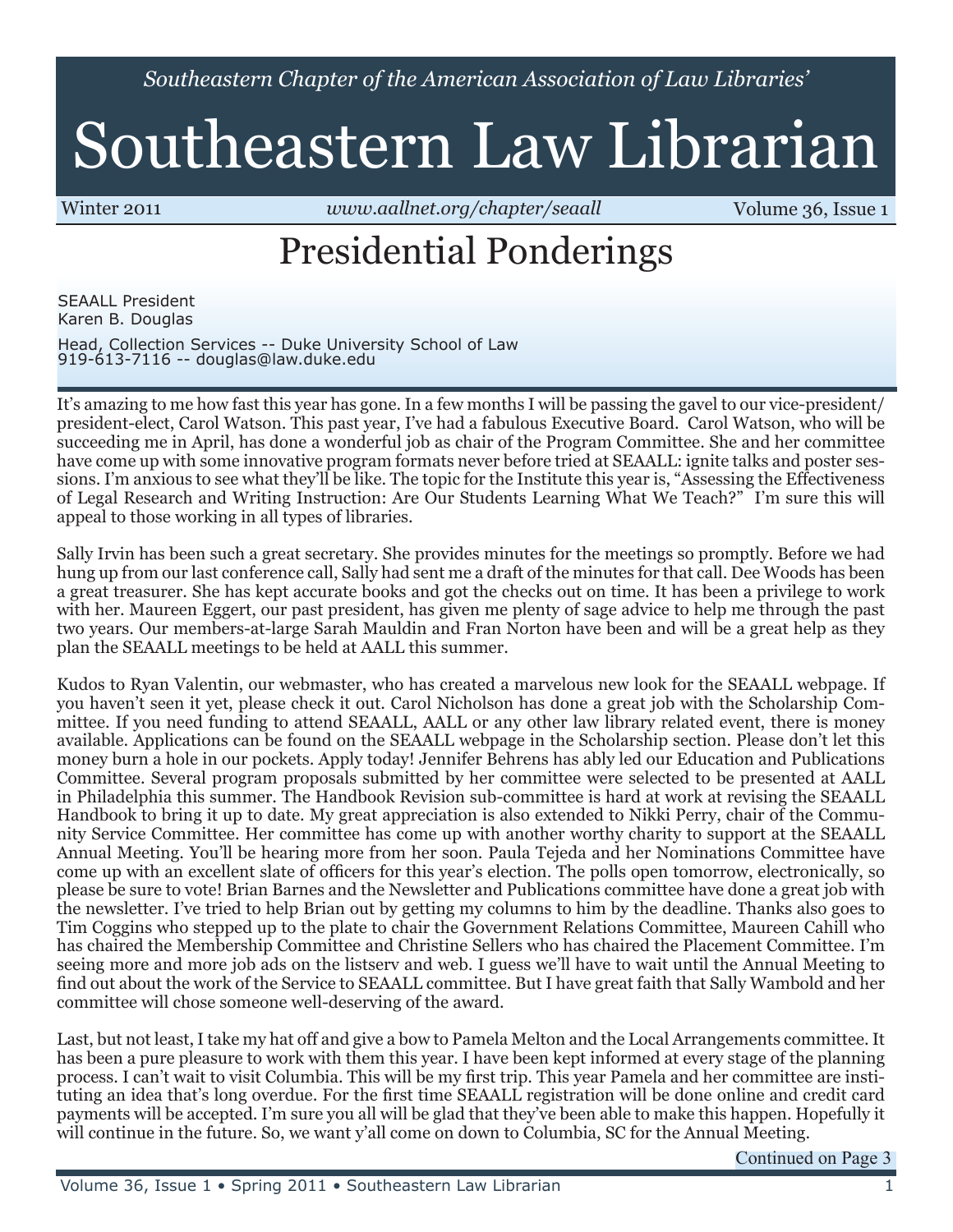*Southeastern Chapter of the American Association of Law Libraries'*

# Southeastern Law Librarian

Winter 2011 *www.aallnet.org/chapter/seaall* Volume 36, Issue 1

## Presidential Ponderings

SEAALL President
Karen B. Douglas

Head, Collection Services -- Duke University School of Law
919-613-7116 -- douglas@law.duke.edu

It's amazing to me how fast this year has gone. In a few months I will be passing the gavel to our vice-president/president-elect, Carol Watson. This past year, I've had a fabulous Executive Board. Carol Watson, who will be succeeding me in April, has done a wonderful job as chair of the Program Committee. She and her committee have come up with some innovative program formats never before tried at SEAALL: ignite talks and poster sessions. I'm anxious to see what they'll be like. The topic for the Institute this year is, "Assessing the Effectiveness of Legal Research and Writing Instruction: Are Our Students Learning What We Teach?" I'm sure this will appeal to those working in all types of libraries.

Sally Irvin has been such a great secretary. She provides minutes for the meetings so promptly. Before we had hung up from our last conference call, Sally had sent me a draft of the minutes for that call. Dee Woods has been a great treasurer. She has kept accurate books and got the checks out on time. It has been a privilege to work with her. Maureen Eggert, our past president, has given me plenty of sage advice to help me through the past two years. Our members-at-large Sarah Mauldin and Fran Norton have been and will be a great help as they plan the SEAALL meetings to be held at AALL this summer.

Kudos to Ryan Valentin, our webmaster, who has created a marvelous new look for the SEAALL webpage. If you haven't seen it yet, please check it out. Carol Nicholson has done a great job with the Scholarship Committee. If you need funding to attend SEAALL, AALL or any other law library related event, there is money available. Applications can be found on the SEAALL webpage in the Scholarship section. Please don't let this money burn a hole in our pockets. Apply today! Jennifer Behrens has ably led our Education and Publications Committee. Several program proposals submitted by her committee were selected to be presented at AALL in Philadelphia this summer. The Handbook Revision sub-committee is hard at work at revising the SEAALL Handbook to bring it up to date. My great appreciation is also extended to Nikki Perry, chair of the Community Service Committee. Her committee has come up with another worthy charity to support at the SEAALL Annual Meeting. You'll be hearing more from her soon. Paula Tejeda and her Nominations Committee have come up with an excellent slate of officers for this year's election. The polls open tomorrow, electronically, so please be sure to vote! Brian Barnes and the Newsletter and Publications committee have done a great job with the newsletter. I've tried to help Brian out by getting my columns to him by the deadline. Thanks also goes to Tim Coggins who stepped up to the plate to chair the Government Relations Committee, Maureen Cahill who has chaired the Membership Committee and Christine Sellers who has chaired the Placement Committee. I'm seeing more and more job ads on the listserv and web. I guess we'll have to wait until the Annual Meeting to find out about the work of the Service to SEAALL committee. But I have great faith that Sally Wambold and her committee will chose someone well-deserving of the award.

Last, but not least, I take my hat off and give a bow to Pamela Melton and the Local Arrangements committee. It has been a pure pleasure to work with them this year. I have been kept informed at every stage of the planning process. I can't wait to visit Columbia. This will be my first trip. This year Pamela and her committee are instituting an idea that's long overdue. For the first time SEAALL registration will be done online and credit card payments will be accepted. I'm sure you all will be glad that they've been able to make this happen. Hopefully it will continue in the future. So, we want y'all come on down to Columbia, SC for the Annual Meeting.

Continued on Page 3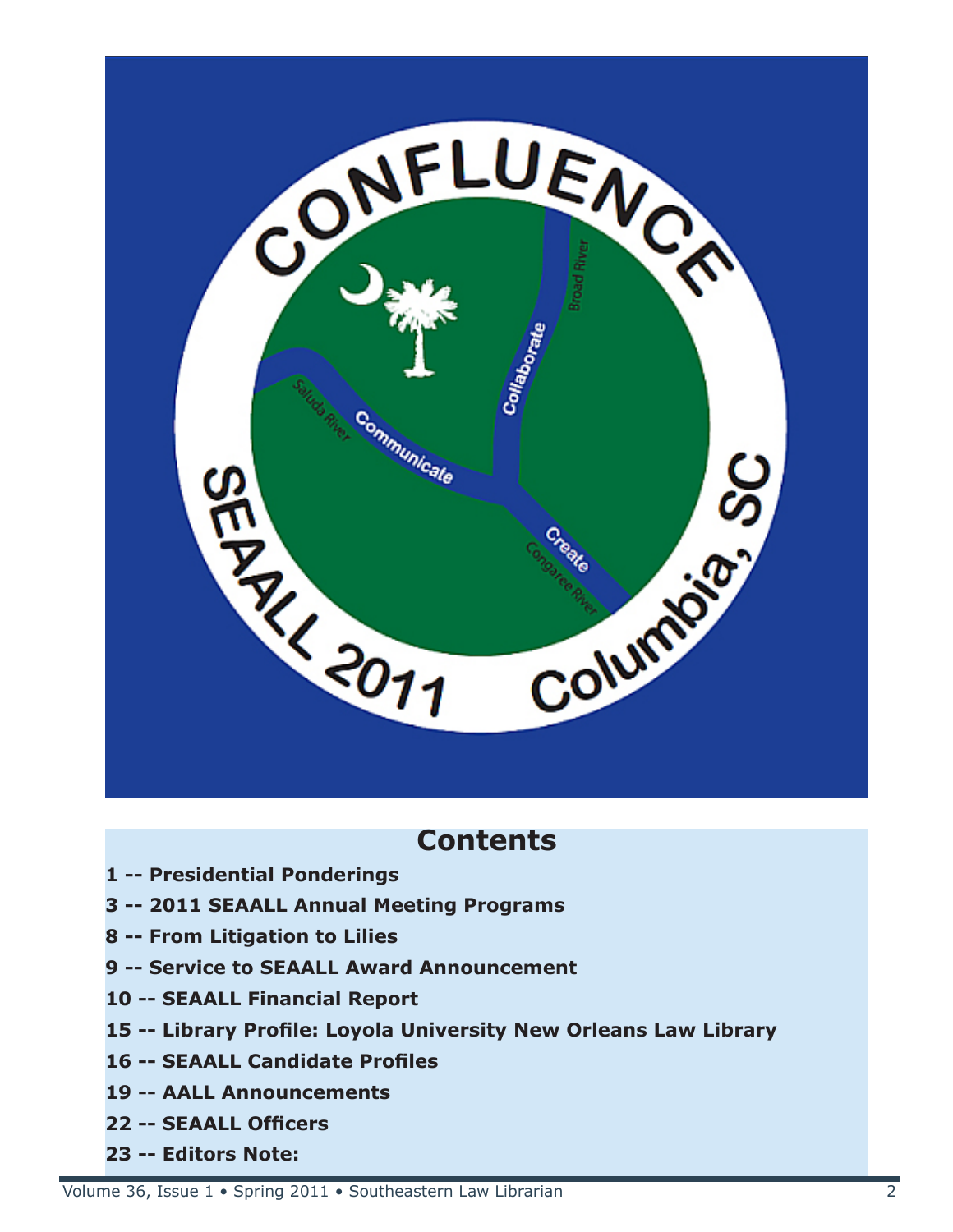## Contents

1 -- Presidential Ponderings

3 -- 2011 SEAALL Annual Meeting Programs

8 -- From Litigation to Lilies

9 -- Service to SEAALL Award Announcement

10 -- SEAALL Financial Report

15 -- Library Profile: Loyola University New Orleans Law Library

16 -- SEAALL Candidate Profiles

19 -- AALL Announcements

22 -- SEAALL Officers

23 -- Editors Note: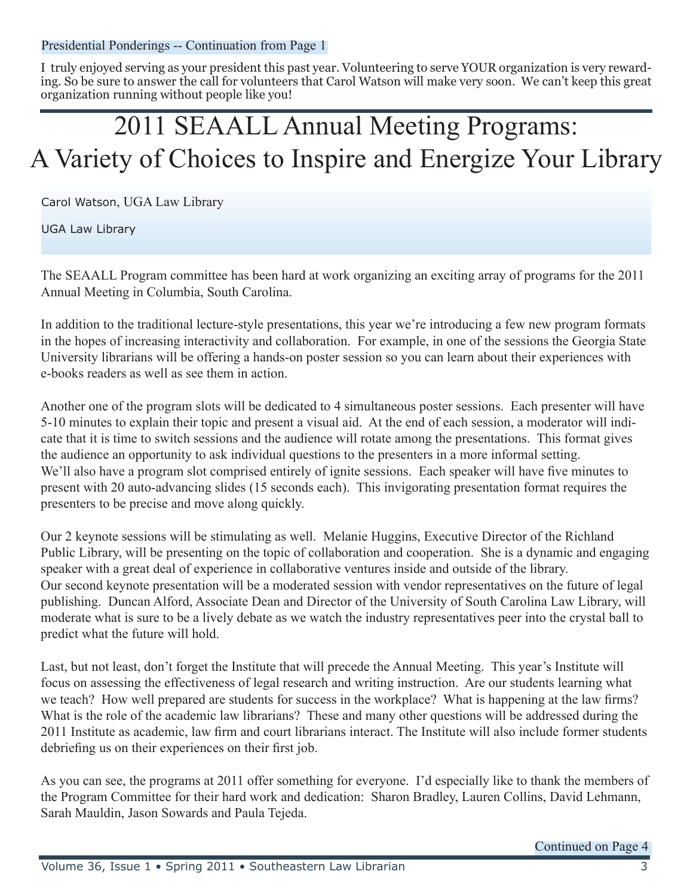Presidential Ponderings -- Continuation from Page 1

I truly enjoyed serving as your president this past year. Volunteering to serve YOUR organization is very rewarding. So be sure to answer the call for volunteers that Carol Watson will make very soon. We can't keep this great organization running without people like you!

# 2011 SEAALL Annual Meeting Programs: A Variety of Choices to Inspire and Energize Your Library

Carol Watson, UGA Law Library

UGA Law Library

The SEAALL Program committee has been hard at work organizing an exciting array of programs for the 2011 Annual Meeting in Columbia, South Carolina.

In addition to the traditional lecture-style presentations, this year we're introducing a few new program formats in the hopes of increasing interactivity and collaboration. For example, in one of the sessions the Georgia State University librarians will be offering a hands-on poster session so you can learn about their experiences with e-books readers as well as see them in action.

Another one of the program slots will be dedicated to 4 simultaneous poster sessions. Each presenter will have 5-10 minutes to explain their topic and present a visual aid. At the end of each session, a moderator will indicate that it is time to switch sessions and the audience will rotate among the presentations. This format gives the audience an opportunity to ask individual questions to the presenters in a more informal setting. We'll also have a program slot comprised entirely of ignite sessions. Each speaker will have five minutes to present with 20 auto-advancing slides (15 seconds each). This invigorating presentation format requires the presenters to be precise and move along quickly.

Our 2 keynote sessions will be stimulating as well. Melanie Huggins, Executive Director of the Richland Public Library, will be presenting on the topic of collaboration and cooperation. She is a dynamic and engaging speaker with a great deal of experience in collaborative ventures inside and outside of the library. Our second keynote presentation will be a moderated session with vendor representatives on the future of legal publishing. Duncan Alford, Associate Dean and Director of the University of South Carolina Law Library, will moderate what is sure to be a lively debate as we watch the industry representatives peer into the crystal ball to predict what the future will hold.

Last, but not least, don't forget the Institute that will precede the Annual Meeting. This year's Institute will focus on assessing the effectiveness of legal research and writing instruction. Are our students learning what we teach? How well prepared are students for success in the workplace? What is happening at the law firms? What is the role of the academic law librarians? These and many other questions will be addressed during the 2011 Institute as academic, law firm and court librarians interact. The Institute will also include former students debriefing us on their experiences on their first job.

As you can see, the programs at 2011 offer something for everyone. I'd especially like to thank the members of the Program Committee for their hard work and dedication: Sharon Bradley, Lauren Collins, David Lehmann, Sarah Mauldin, Jason Sowards and Paula Tejeda.

Continued on Page 4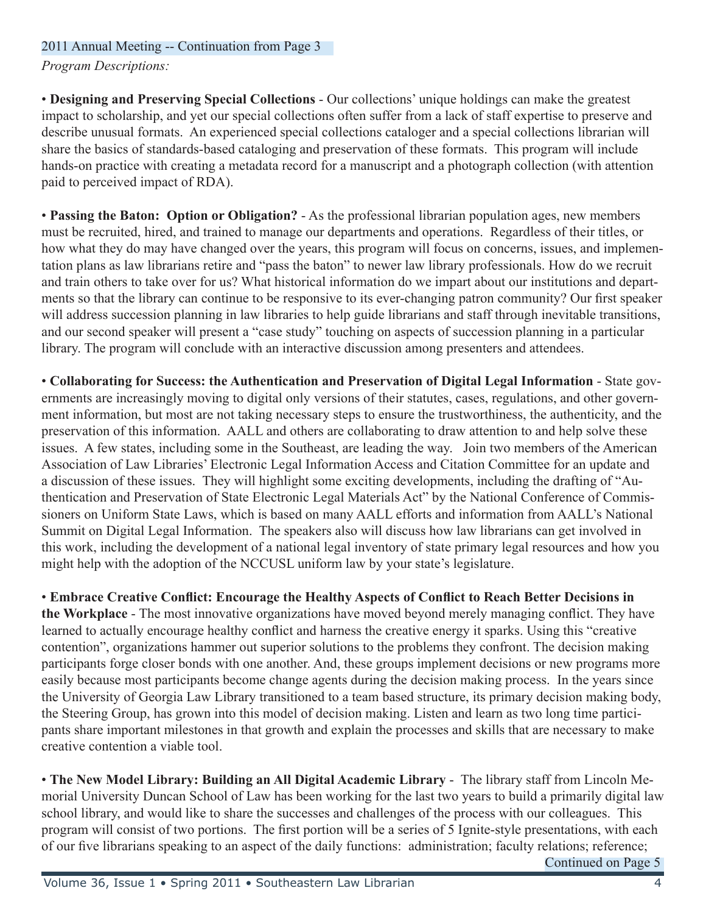2011 Annual Meeting -- Continuation from Page 3

*Program Descriptions:*

• **Designing and Preserving Special Collections** - Our collections' unique holdings can make the greatest impact to scholarship, and yet our special collections often suffer from a lack of staff expertise to preserve and describe unusual formats. An experienced special collections cataloger and a special collections librarian will share the basics of standards-based cataloging and preservation of these formats. This program will include hands-on practice with creating a metadata record for a manuscript and a photograph collection (with attention paid to perceived impact of RDA).

• **Passing the Baton: Option or Obligation?** - As the professional librarian population ages, new members must be recruited, hired, and trained to manage our departments and operations. Regardless of their titles, or how what they do may have changed over the years, this program will focus on concerns, issues, and implementation plans as law librarians retire and "pass the baton" to newer law library professionals. How do we recruit and train others to take over for us? What historical information do we impart about our institutions and departments so that the library can continue to be responsive to its ever-changing patron community? Our first speaker will address succession planning in law libraries to help guide librarians and staff through inevitable transitions, and our second speaker will present a "case study" touching on aspects of succession planning in a particular library. The program will conclude with an interactive discussion among presenters and attendees.

• **Collaborating for Success: the Authentication and Preservation of Digital Legal Information** - State governments are increasingly moving to digital only versions of their statutes, cases, regulations, and other government information, but most are not taking necessary steps to ensure the trustworthiness, the authenticity, and the preservation of this information. AALL and others are collaborating to draw attention to and help solve these issues. A few states, including some in the Southeast, are leading the way. Join two members of the American Association of Law Libraries' Electronic Legal Information Access and Citation Committee for an update and a discussion of these issues. They will highlight some exciting developments, including the drafting of "Authentication and Preservation of State Electronic Legal Materials Act" by the National Conference of Commissioners on Uniform State Laws, which is based on many AALL efforts and information from AALL's National Summit on Digital Legal Information. The speakers also will discuss how law librarians can get involved in this work, including the development of a national legal inventory of state primary legal resources and how you might help with the adoption of the NCCUSL uniform law by your state's legislature.

• **Embrace Creative Conflict: Encourage the Healthy Aspects of Conflict to Reach Better Decisions in the Workplace** - The most innovative organizations have moved beyond merely managing conflict. They have learned to actually encourage healthy conflict and harness the creative energy it sparks. Using this "creative contention", organizations hammer out superior solutions to the problems they confront. The decision making participants forge closer bonds with one another. And, these groups implement decisions or new programs more easily because most participants become change agents during the decision making process. In the years since the University of Georgia Law Library transitioned to a team based structure, its primary decision making body, the Steering Group, has grown into this model of decision making. Listen and learn as two long time participants share important milestones in that growth and explain the processes and skills that are necessary to make creative contention a viable tool.

• **The New Model Library: Building an All Digital Academic Library** - The library staff from Lincoln Memorial University Duncan School of Law has been working for the last two years to build a primarily digital law school library, and would like to share the successes and challenges of the process with our colleagues. This program will consist of two portions. The first portion will be a series of 5 Ignite-style presentations, with each of our five librarians speaking to an aspect of the daily functions: administration; faculty relations; reference;

Continued on Page 5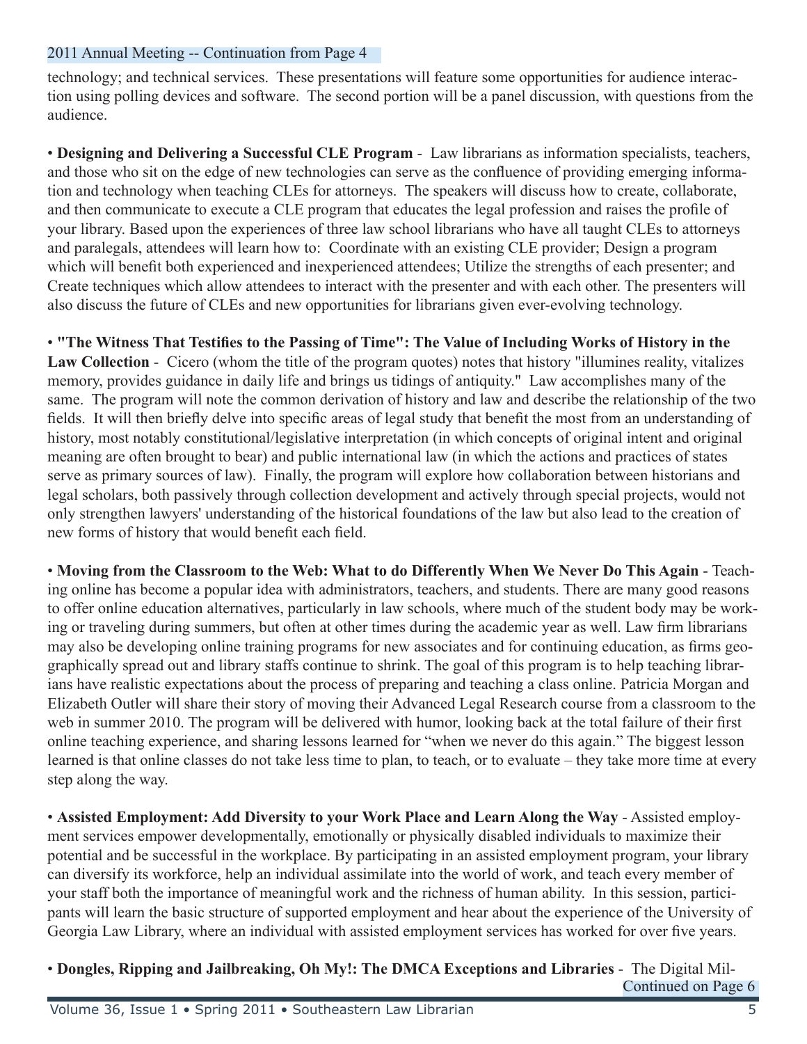2011 Annual Meeting -- Continuation from Page 4

technology; and technical services. These presentations will feature some opportunities for audience interaction using polling devices and software. The second portion will be a panel discussion, with questions from the audience.

• **Designing and Delivering a Successful CLE Program** - Law librarians as information specialists, teachers, and those who sit on the edge of new technologies can serve as the confluence of providing emerging information and technology when teaching CLEs for attorneys. The speakers will discuss how to create, collaborate, and then communicate to execute a CLE program that educates the legal profession and raises the profile of your library. Based upon the experiences of three law school librarians who have all taught CLEs to attorneys and paralegals, attendees will learn how to: Coordinate with an existing CLE provider; Design a program which will benefit both experienced and inexperienced attendees; Utilize the strengths of each presenter; and Create techniques which allow attendees to interact with the presenter and with each other. The presenters will also discuss the future of CLEs and new opportunities for librarians given ever-evolving technology.

• **"The Witness That Testifies to the Passing of Time": The Value of Including Works of History in the Law Collection** - Cicero (whom the title of the program quotes) notes that history "illumines reality, vitalizes memory, provides guidance in daily life and brings us tidings of antiquity." Law accomplishes many of the same. The program will note the common derivation of history and law and describe the relationship of the two fields. It will then briefly delve into specific areas of legal study that benefit the most from an understanding of history, most notably constitutional/legislative interpretation (in which concepts of original intent and original meaning are often brought to bear) and public international law (in which the actions and practices of states serve as primary sources of law). Finally, the program will explore how collaboration between historians and legal scholars, both passively through collection development and actively through special projects, would not only strengthen lawyers' understanding of the historical foundations of the law but also lead to the creation of new forms of history that would benefit each field.

• **Moving from the Classroom to the Web: What to do Differently When We Never Do This Again** - Teaching online has become a popular idea with administrators, teachers, and students. There are many good reasons to offer online education alternatives, particularly in law schools, where much of the student body may be working or traveling during summers, but often at other times during the academic year as well. Law firm librarians may also be developing online training programs for new associates and for continuing education, as firms geographically spread out and library staffs continue to shrink. The goal of this program is to help teaching librarians have realistic expectations about the process of preparing and teaching a class online. Patricia Morgan and Elizabeth Outler will share their story of moving their Advanced Legal Research course from a classroom to the web in summer 2010. The program will be delivered with humor, looking back at the total failure of their first online teaching experience, and sharing lessons learned for "when we never do this again." The biggest lesson learned is that online classes do not take less time to plan, to teach, or to evaluate – they take more time at every step along the way.

• **Assisted Employment: Add Diversity to your Work Place and Learn Along the Way** - Assisted employment services empower developmentally, emotionally or physically disabled individuals to maximize their potential and be successful in the workplace. By participating in an assisted employment program, your library can diversify its workforce, help an individual assimilate into the world of work, and teach every member of your staff both the importance of meaningful work and the richness of human ability. In this session, participants will learn the basic structure of supported employment and hear about the experience of the University of Georgia Law Library, where an individual with assisted employment services has worked for over five years.

• **Dongles, Ripping and Jailbreaking, Oh My!: The DMCA Exceptions and Libraries** - The Digital Mil-

Continued on Page 6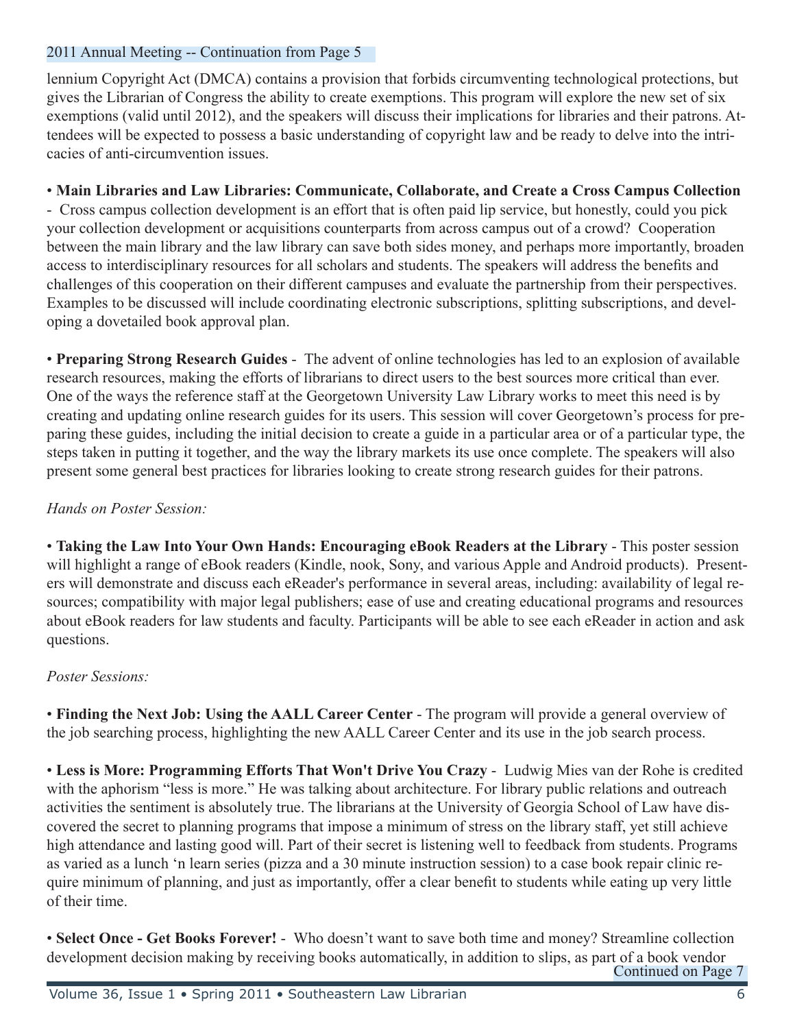2011 Annual Meeting -- Continuation from Page 5

lennium Copyright Act (DMCA) contains a provision that forbids circumventing technological protections, but gives the Librarian of Congress the ability to create exemptions. This program will explore the new set of six exemptions (valid until 2012), and the speakers will discuss their implications for libraries and their patrons. Attendees will be expected to possess a basic understanding of copyright law and be ready to delve into the intricacies of anti-circumvention issues.

• **Main Libraries and Law Libraries: Communicate, Collaborate, and Create a Cross Campus Collection** - Cross campus collection development is an effort that is often paid lip service, but honestly, could you pick your collection development or acquisitions counterparts from across campus out of a crowd? Cooperation between the main library and the law library can save both sides money, and perhaps more importantly, broaden access to interdisciplinary resources for all scholars and students. The speakers will address the benefits and challenges of this cooperation on their different campuses and evaluate the partnership from their perspectives. Examples to be discussed will include coordinating electronic subscriptions, splitting subscriptions, and developing a dovetailed book approval plan.

• **Preparing Strong Research Guides** - The advent of online technologies has led to an explosion of available research resources, making the efforts of librarians to direct users to the best sources more critical than ever. One of the ways the reference staff at the Georgetown University Law Library works to meet this need is by creating and updating online research guides for its users. This session will cover Georgetown's process for preparing these guides, including the initial decision to create a guide in a particular area or of a particular type, the steps taken in putting it together, and the way the library markets its use once complete. The speakers will also present some general best practices for libraries looking to create strong research guides for their patrons.

*Hands on Poster Session:*

• **Taking the Law Into Your Own Hands: Encouraging eBook Readers at the Library** - This poster session will highlight a range of eBook readers (Kindle, nook, Sony, and various Apple and Android products). Presenters will demonstrate and discuss each eReader's performance in several areas, including: availability of legal resources; compatibility with major legal publishers; ease of use and creating educational programs and resources about eBook readers for law students and faculty. Participants will be able to see each eReader in action and ask questions.

*Poster Sessions:*

• **Finding the Next Job: Using the AALL Career Center** - The program will provide a general overview of the job searching process, highlighting the new AALL Career Center and its use in the job search process.

• **Less is More: Programming Efforts That Won't Drive You Crazy** - Ludwig Mies van der Rohe is credited with the aphorism "less is more." He was talking about architecture. For library public relations and outreach activities the sentiment is absolutely true. The librarians at the University of Georgia School of Law have discovered the secret to planning programs that impose a minimum of stress on the library staff, yet still achieve high attendance and lasting good will. Part of their secret is listening well to feedback from students. Programs as varied as a lunch 'n learn series (pizza and a 30 minute instruction session) to a case book repair clinic require minimum of planning, and just as importantly, offer a clear benefit to students while eating up very little of their time.

• **Select Once - Get Books Forever!** - Who doesn't want to save both time and money? Streamline collection development decision making by receiving books automatically, in addition to slips, as part of a book vendor

Continued on Page 7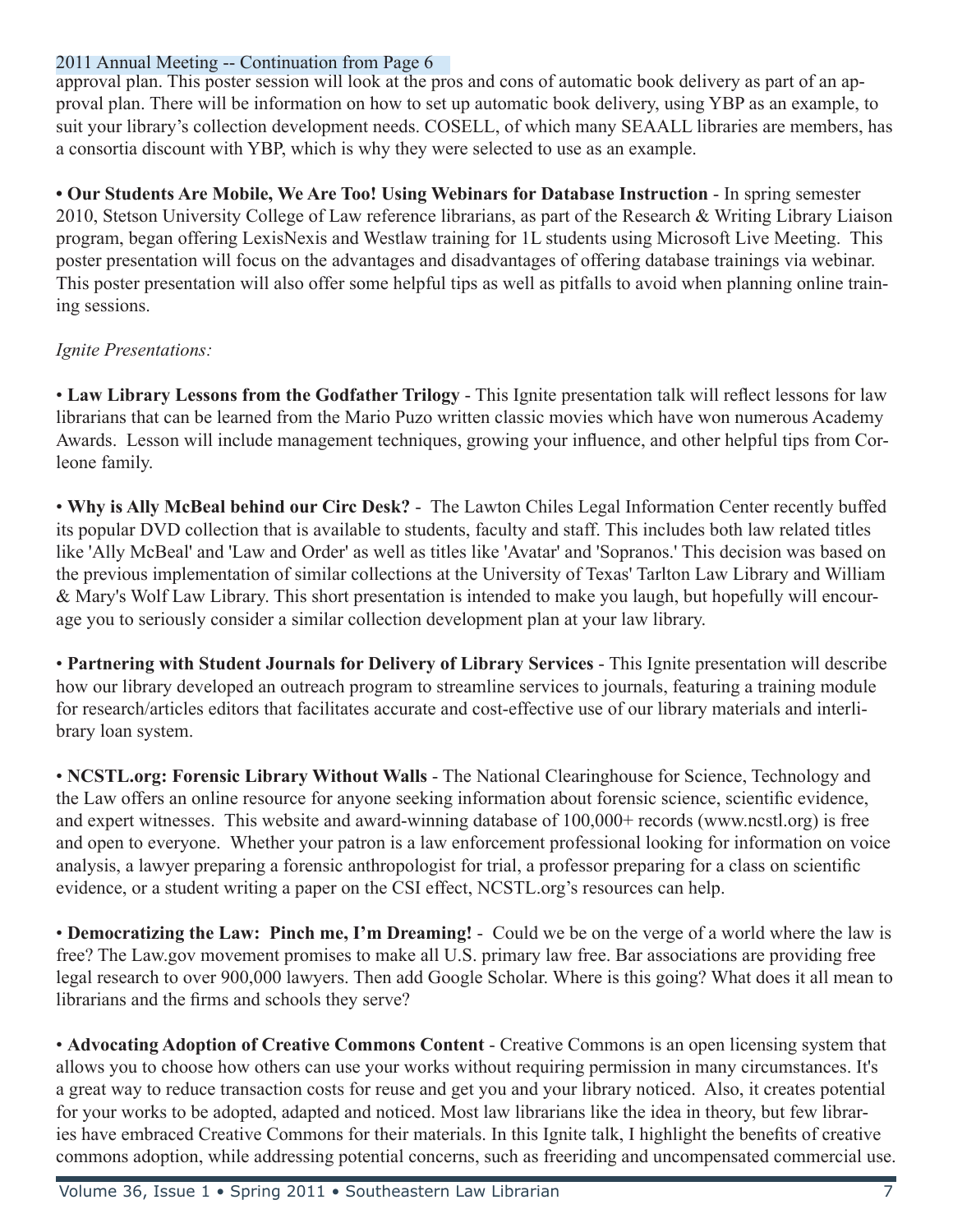2011 Annual Meeting -- Continuation from Page 6

approval plan. This poster session will look at the pros and cons of automatic book delivery as part of an approval plan. There will be information on how to set up automatic book delivery, using YBP as an example, to suit your library's collection development needs. COSELL, of which many SEAALL libraries are members, has a consortia discount with YBP, which is why they were selected to use as an example.

• **Our Students Are Mobile, We Are Too! Using Webinars for Database Instruction** - In spring semester 2010, Stetson University College of Law reference librarians, as part of the Research & Writing Library Liaison program, began offering LexisNexis and Westlaw training for 1L students using Microsoft Live Meeting. This poster presentation will focus on the advantages and disadvantages of offering database trainings via webinar. This poster presentation will also offer some helpful tips as well as pitfalls to avoid when planning online training sessions.

*Ignite Presentations:*

• **Law Library Lessons from the Godfather Trilogy** - This Ignite presentation talk will reflect lessons for law librarians that can be learned from the Mario Puzo written classic movies which have won numerous Academy Awards. Lesson will include management techniques, growing your influence, and other helpful tips from Corleone family.

• **Why is Ally McBeal behind our Circ Desk?** - The Lawton Chiles Legal Information Center recently buffed its popular DVD collection that is available to students, faculty and staff. This includes both law related titles like 'Ally McBeal' and 'Law and Order' as well as titles like 'Avatar' and 'Sopranos.' This decision was based on the previous implementation of similar collections at the University of Texas' Tarlton Law Library and William & Mary's Wolf Law Library. This short presentation is intended to make you laugh, but hopefully will encourage you to seriously consider a similar collection development plan at your law library.

• **Partnering with Student Journals for Delivery of Library Services** - This Ignite presentation will describe how our library developed an outreach program to streamline services to journals, featuring a training module for research/articles editors that facilitates accurate and cost-effective use of our library materials and interlibrary loan system.

• **NCSTL.org: Forensic Library Without Walls** - The National Clearinghouse for Science, Technology and the Law offers an online resource for anyone seeking information about forensic science, scientific evidence, and expert witnesses. This website and award-winning database of 100,000+ records (www.ncstl.org) is free and open to everyone. Whether your patron is a law enforcement professional looking for information on voice analysis, a lawyer preparing a forensic anthropologist for trial, a professor preparing for a class on scientific evidence, or a student writing a paper on the CSI effect, NCSTL.org's resources can help.

• **Democratizing the Law: Pinch me, I'm Dreaming!** - Could we be on the verge of a world where the law is free? The Law.gov movement promises to make all U.S. primary law free. Bar associations are providing free legal research to over 900,000 lawyers. Then add Google Scholar. Where is this going? What does it all mean to librarians and the firms and schools they serve?

• **Advocating Adoption of Creative Commons Content** - Creative Commons is an open licensing system that allows you to choose how others can use your works without requiring permission in many circumstances. It's a great way to reduce transaction costs for reuse and get you and your library noticed. Also, it creates potential for your works to be adopted, adapted and noticed. Most law librarians like the idea in theory, but few libraries have embraced Creative Commons for their materials. In this Ignite talk, I highlight the benefits of creative commons adoption, while addressing potential concerns, such as freeriding and uncompensated commercial use.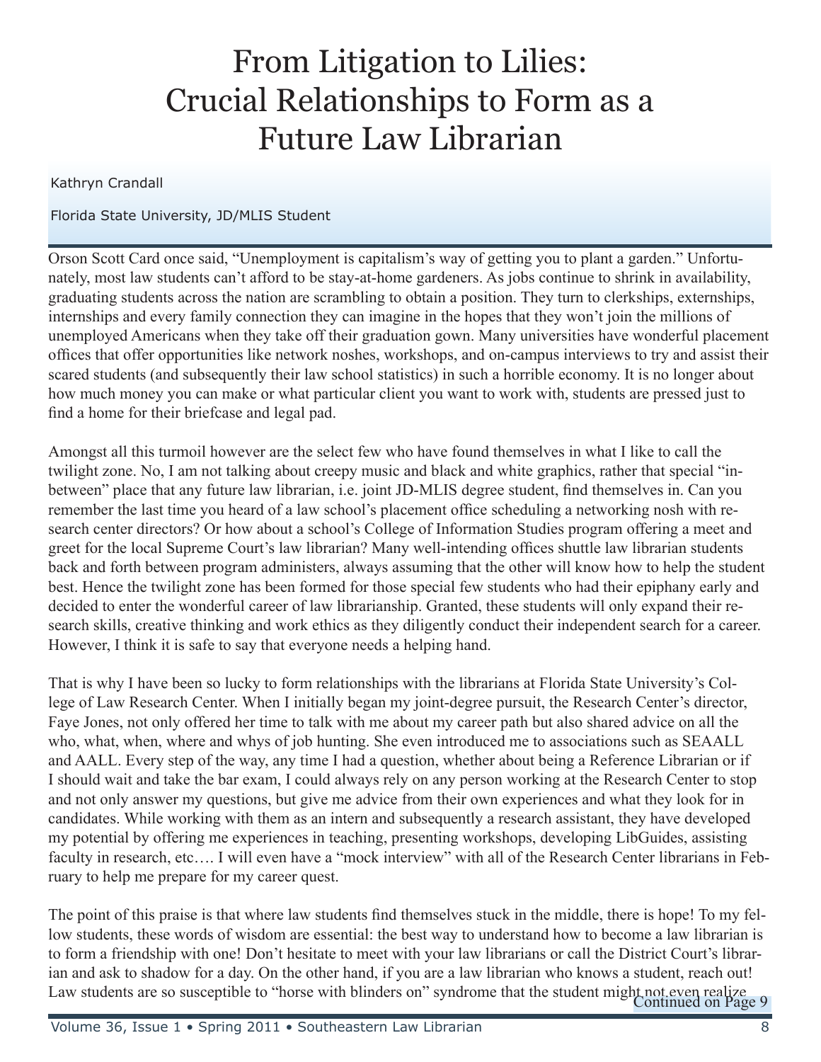# From Litigation to Lilies: Crucial Relationships to Form as a Future Law Librarian

Kathryn Crandall

Florida State University, JD/MLIS Student

Orson Scott Card once said, "Unemployment is capitalism's way of getting you to plant a garden." Unfortunately, most law students can't afford to be stay-at-home gardeners. As jobs continue to shrink in availability, graduating students across the nation are scrambling to obtain a position. They turn to clerkships, externships, internships and every family connection they can imagine in the hopes that they won't join the millions of unemployed Americans when they take off their graduation gown. Many universities have wonderful placement offices that offer opportunities like network noshes, workshops, and on-campus interviews to try and assist their scared students (and subsequently their law school statistics) in such a horrible economy. It is no longer about how much money you can make or what particular client you want to work with, students are pressed just to find a home for their briefcase and legal pad.

Amongst all this turmoil however are the select few who have found themselves in what I like to call the twilight zone. No, I am not talking about creepy music and black and white graphics, rather that special "in-between" place that any future law librarian, i.e. joint JD-MLIS degree student, find themselves in. Can you remember the last time you heard of a law school's placement office scheduling a networking nosh with research center directors? Or how about a school's College of Information Studies program offering a meet and greet for the local Supreme Court's law librarian? Many well-intending offices shuttle law librarian students back and forth between program administers, always assuming that the other will know how to help the student best. Hence the twilight zone has been formed for those special few students who had their epiphany early and decided to enter the wonderful career of law librarianship. Granted, these students will only expand their research skills, creative thinking and work ethics as they diligently conduct their independent search for a career. However, I think it is safe to say that everyone needs a helping hand.

That is why I have been so lucky to form relationships with the librarians at Florida State University's College of Law Research Center. When I initially began my joint-degree pursuit, the Research Center's director, Faye Jones, not only offered her time to talk with me about my career path but also shared advice on all the who, what, when, where and whys of job hunting. She even introduced me to associations such as SEAALL and AALL. Every step of the way, any time I had a question, whether about being a Reference Librarian or if I should wait and take the bar exam, I could always rely on any person working at the Research Center to stop and not only answer my questions, but give me advice from their own experiences and what they look for in candidates. While working with them as an intern and subsequently a research assistant, they have developed my potential by offering me experiences in teaching, presenting workshops, developing LibGuides, assisting faculty in research, etc…. I will even have a "mock interview" with all of the Research Center librarians in February to help me prepare for my career quest.

The point of this praise is that where law students find themselves stuck in the middle, there is hope! To my fellow students, these words of wisdom are essential: the best way to understand how to become a law librarian is to form a friendship with one! Don't hesitate to meet with your law librarians or call the District Court's librarian and ask to shadow for a day. On the other hand, if you are a law librarian who knows a student, reach out! Law students are so susceptible to "horse with blinders on" syndrome that the student might not even realize

Continued on Page 9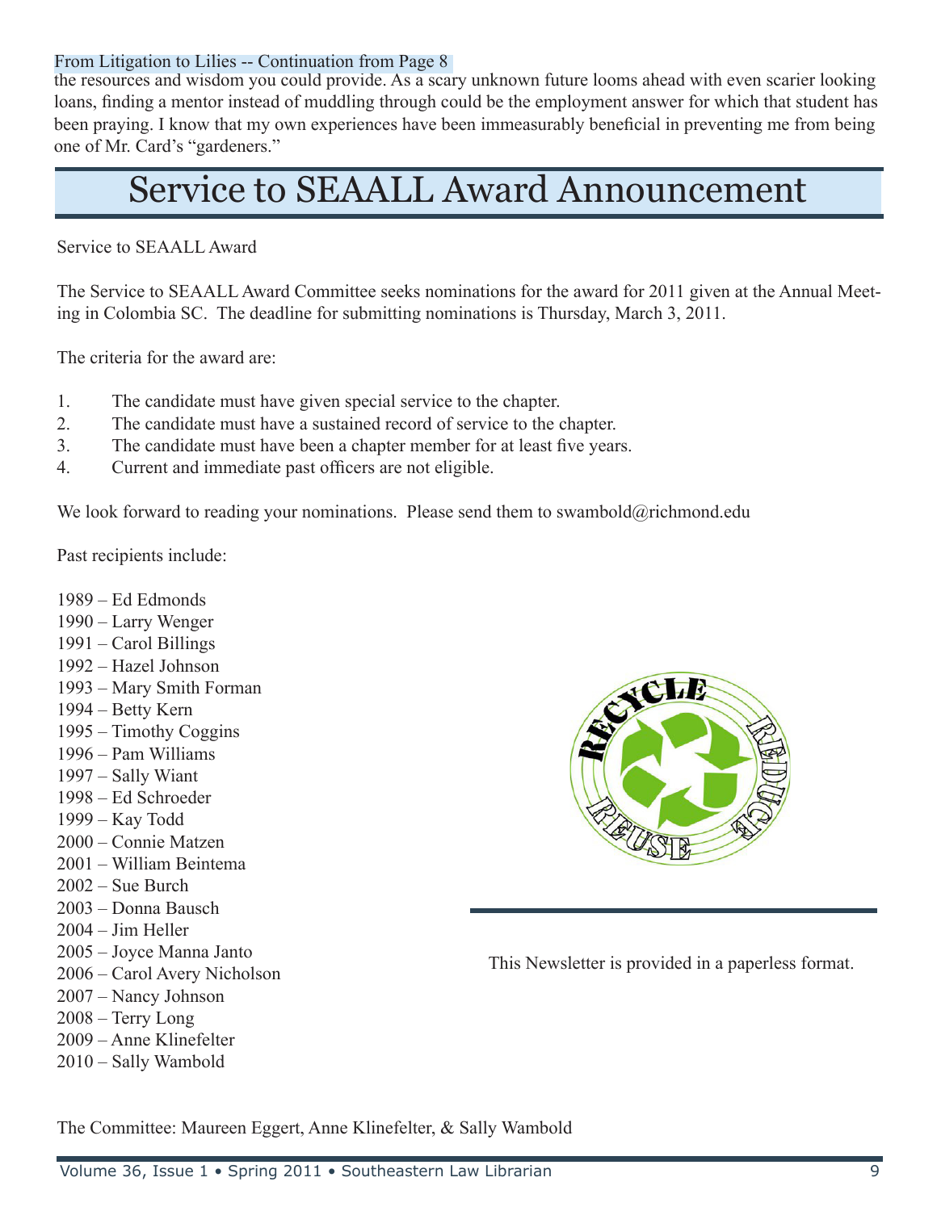From Litigation to Lilies -- Continuation from Page 8

the resources and wisdom you could provide. As a scary unknown future looms ahead with even scarier looking loans, finding a mentor instead of muddling through could be the employment answer for which that student has been praying. I know that my own experiences have been immeasurably beneficial in preventing me from being one of Mr. Card's "gardeners."

# Service to SEAALL Award Announcement

Service to SEAALL Award

The Service to SEAALL Award Committee seeks nominations for the award for 2011 given at the Annual Meeting in Colombia SC. The deadline for submitting nominations is Thursday, March 3, 2011.

The criteria for the award are:

1. The candidate must have given special service to the chapter.
2. The candidate must have a sustained record of service to the chapter.
3. The candidate must have been a chapter member for at least five years.
4. Current and immediate past officers are not eligible.

We look forward to reading your nominations. Please send them to swambold@richmond.edu

Past recipients include:

1989 – Ed Edmonds  
1990 – Larry Wenger  
1991 – Carol Billings  
1992 – Hazel Johnson  
1993 – Mary Smith Forman  
1994 – Betty Kern  
1995 – Timothy Coggins  
1996 – Pam Williams  
1997 – Sally Wiant  
1998 – Ed Schroeder  
1999 – Kay Todd  
2000 – Connie Matzen  
2001 – William Beintema  
2002 – Sue Burch  
2003 – Donna Bausch  
2004 – Jim Heller  
2005 – Joyce Manna Janto  
2006 – Carol Avery Nicholson  
2007 – Nancy Johnson  
2008 – Terry Long  
2009 – Anne Klinefelter  
2010 – Sally Wambold

This Newsletter is provided in a paperless format.

The Committee: Maureen Eggert, Anne Klinefelter, & Sally Wambold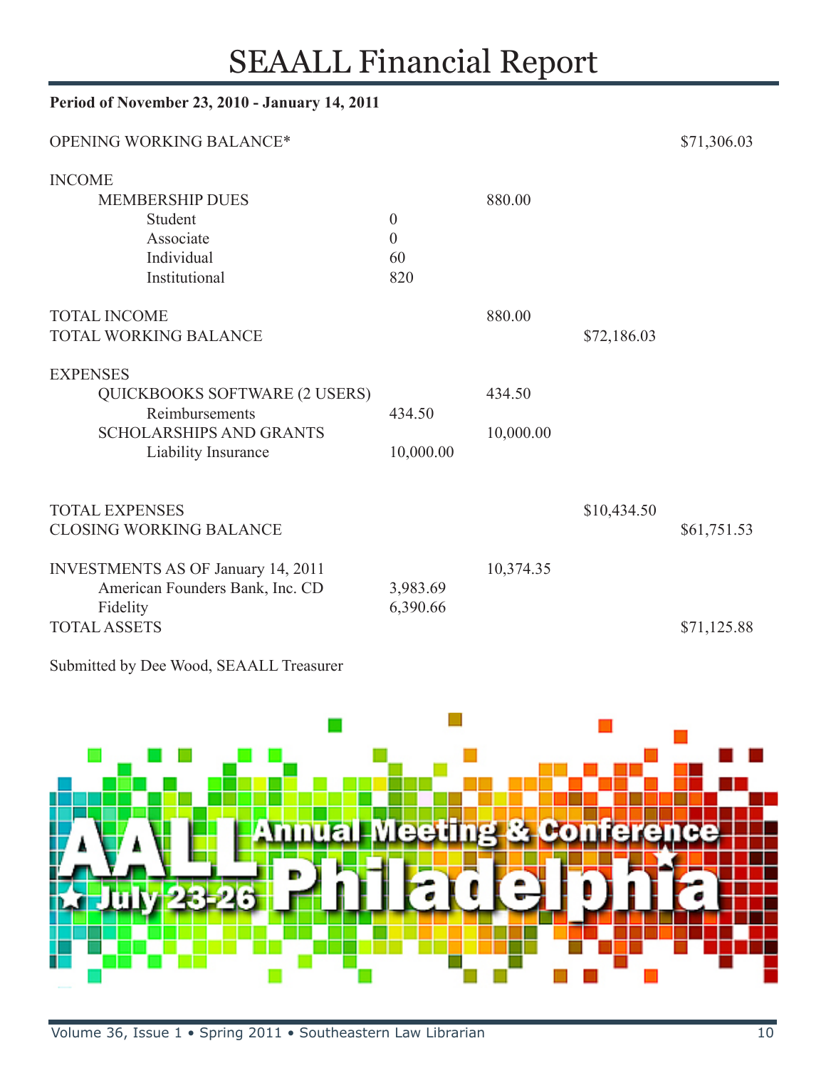# SEAALL Financial Report

**Period of November 23, 2010 - January 14, 2011**

| | | | | |
|---|---|---|---|---|
| OPENING WORKING BALANCE* | | | | $71,306.03 |
| INCOME | | | | |
| MEMBERSHIP DUES | | 880.00 | | |
| Student | 0 | | | |
| Associate | 0 | | | |
| Individual | 60 | | | |
| Institutional | 820 | | | |
| TOTAL INCOME | | 880.00 | | |
| TOTAL WORKING BALANCE | | | $72,186.03 | |
| EXPENSES | | | | |
| QUICKBOOKS SOFTWARE (2 USERS) | | 434.50 | | |
| Reimbursements | 434.50 | | | |
| SCHOLARSHIPS AND GRANTS | | 10,000.00 | | |
| Liability Insurance | 10,000.00 | | | |
| TOTAL EXPENSES | | | $10,434.50 | |
| CLOSING WORKING BALANCE | | | | $61,751.53 |
| INVESTMENTS AS OF January 14, 2011 | | 10,374.35 | | |
| American Founders Bank, Inc. CD | 3,983.69 | | | |
| Fidelity | 6,390.66 | | | |
| TOTAL ASSETS | | | | $71,125.88 |

Submitted by Dee Wood, SEAALL Treasurer

AALL Annual Meeting & Conference Philadelphia ★ July 23-26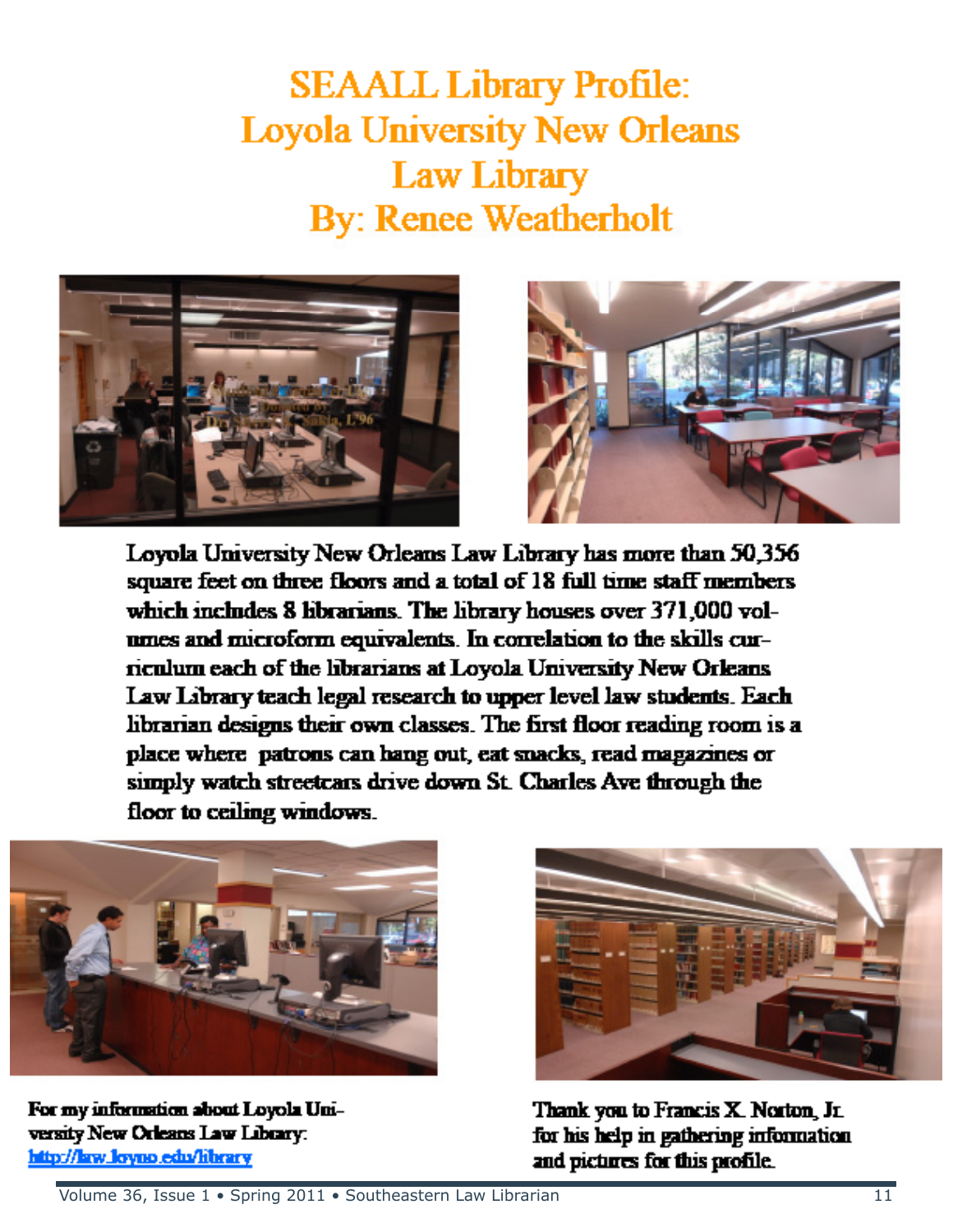# SEAALL Library Profile: Loyola University New Orleans Law Library

## By: Renee Weatherholt

Loyola University New Orleans Law Library has more than 50,356 square feet on three floors and a total of 18 full time staff members which includes 8 librarians. The library houses over 371,000 volumes and microform equivalents. In correlation to the skills curriculum each of the librarians at Loyola University New Orleans Law Library teach legal research to upper level law students. Each librarian designs their own classes. The first floor reading room is a place where patrons can hang out, eat snacks, read magazines or simply watch streetcars drive down St. Charles Ave through the floor to ceiling windows.

For my information about Loyola University New Orleans Law Library: [http://law.loyno.edu/library](http://law.loyno.edu/library)

Thank you to Francis X. Norton, Jr. for his help in gathering information and pictures for this profile.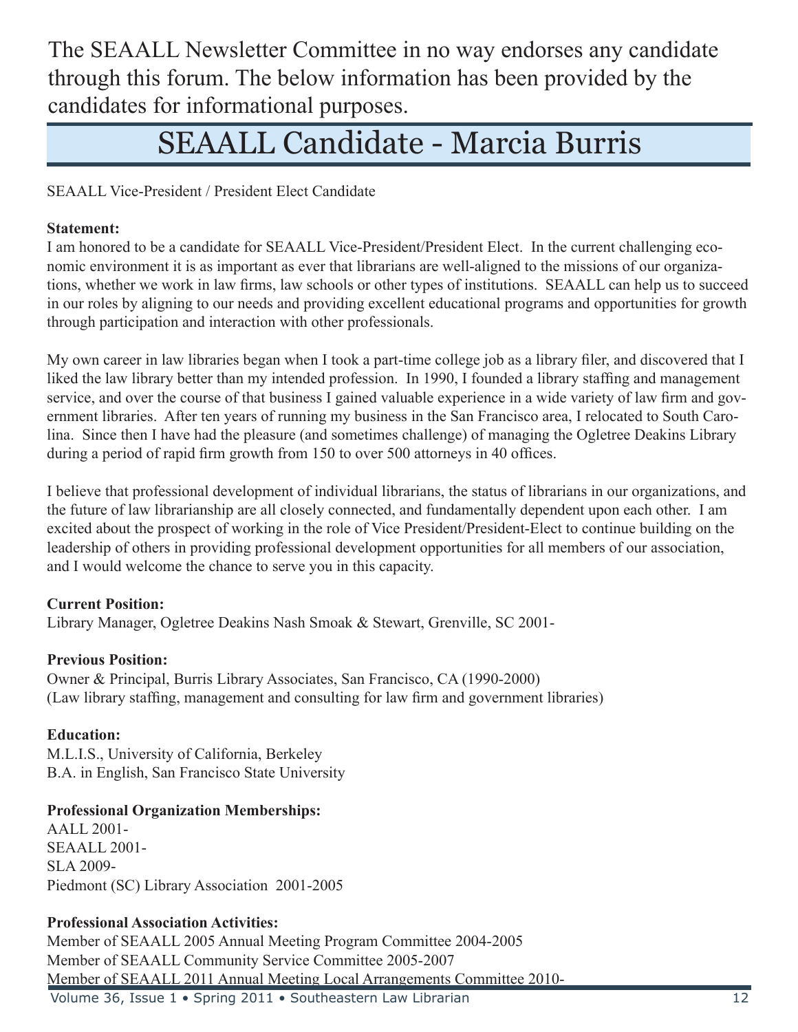The SEAALL Newsletter Committee in no way endorses any candidate through this forum. The below information has been provided by the candidates for informational purposes.

# SEAALL Candidate - Marcia Burris

SEAALL Vice-President / President Elect Candidate

**Statement:**
I am honored to be a candidate for SEAALL Vice-President/President Elect. In the current challenging economic environment it is as important as ever that librarians are well-aligned to the missions of our organizations, whether we work in law firms, law schools or other types of institutions. SEAALL can help us to succeed in our roles by aligning to our needs and providing excellent educational programs and opportunities for growth through participation and interaction with other professionals.

My own career in law libraries began when I took a part-time college job as a library filer, and discovered that I liked the law library better than my intended profession. In 1990, I founded a library staffing and management service, and over the course of that business I gained valuable experience in a wide variety of law firm and government libraries. After ten years of running my business in the San Francisco area, I relocated to South Carolina. Since then I have had the pleasure (and sometimes challenge) of managing the Ogletree Deakins Library during a period of rapid firm growth from 150 to over 500 attorneys in 40 offices.

I believe that professional development of individual librarians, the status of librarians in our organizations, and the future of law librarianship are all closely connected, and fundamentally dependent upon each other. I am excited about the prospect of working in the role of Vice President/President-Elect to continue building on the leadership of others in providing professional development opportunities for all members of our association, and I would welcome the chance to serve you in this capacity.

**Current Position:**
Library Manager, Ogletree Deakins Nash Smoak & Stewart, Grenville, SC 2001-

**Previous Position:**
Owner & Principal, Burris Library Associates, San Francisco, CA (1990-2000)
(Law library staffing, management and consulting for law firm and government libraries)

**Education:**
M.L.I.S., University of California, Berkeley
B.A. in English, San Francisco State University

**Professional Organization Memberships:**
AALL 2001-
SEAALL 2001-
SLA 2009-
Piedmont (SC) Library Association 2001-2005

**Professional Association Activities:**
Member of SEAALL 2005 Annual Meeting Program Committee 2004-2005
Member of SEAALL Community Service Committee 2005-2007
Member of SEAALL 2011 Annual Meeting Local Arrangements Committee 2010-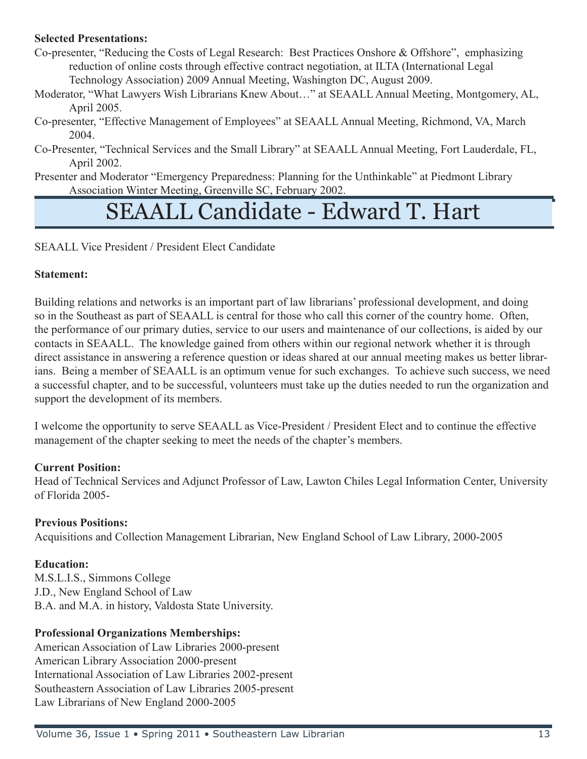**Selected Presentations:**

Co-presenter, "Reducing the Costs of Legal Research: Best Practices Onshore & Offshore", emphasizing reduction of online costs through effective contract negotiation, at ILTA (International Legal Technology Association) 2009 Annual Meeting, Washington DC, August 2009.

Moderator, "What Lawyers Wish Librarians Knew About…" at SEAALL Annual Meeting, Montgomery, AL, April 2005.

Co-presenter, "Effective Management of Employees" at SEAALL Annual Meeting, Richmond, VA, March 2004.

Co-Presenter, "Technical Services and the Small Library" at SEAALL Annual Meeting, Fort Lauderdale, FL, April 2002.

Presenter and Moderator "Emergency Preparedness: Planning for the Unthinkable" at Piedmont Library Association Winter Meeting, Greenville SC, February 2002.

# SEAALL Candidate - Edward T. Hart

SEAALL Vice President / President Elect Candidate

**Statement:**

Building relations and networks is an important part of law librarians' professional development, and doing so in the Southeast as part of SEAALL is central for those who call this corner of the country home. Often, the performance of our primary duties, service to our users and maintenance of our collections, is aided by our contacts in SEAALL. The knowledge gained from others within our regional network whether it is through direct assistance in answering a reference question or ideas shared at our annual meeting makes us better librarians. Being a member of SEAALL is an optimum venue for such exchanges. To achieve such success, we need a successful chapter, and to be successful, volunteers must take up the duties needed to run the organization and support the development of its members.

I welcome the opportunity to serve SEAALL as Vice-President / President Elect and to continue the effective management of the chapter seeking to meet the needs of the chapter's members.

**Current Position:**

Head of Technical Services and Adjunct Professor of Law, Lawton Chiles Legal Information Center, University of Florida 2005-

**Previous Positions:**

Acquisitions and Collection Management Librarian, New England School of Law Library, 2000-2005

**Education:**

M.S.L.I.S., Simmons College
J.D., New England School of Law
B.A. and M.A. in history, Valdosta State University.

**Professional Organizations Memberships:**

American Association of Law Libraries 2000-present
American Library Association 2000-present
International Association of Law Libraries 2002-present
Southeastern Association of Law Libraries 2005-present
Law Librarians of New England 2000-2005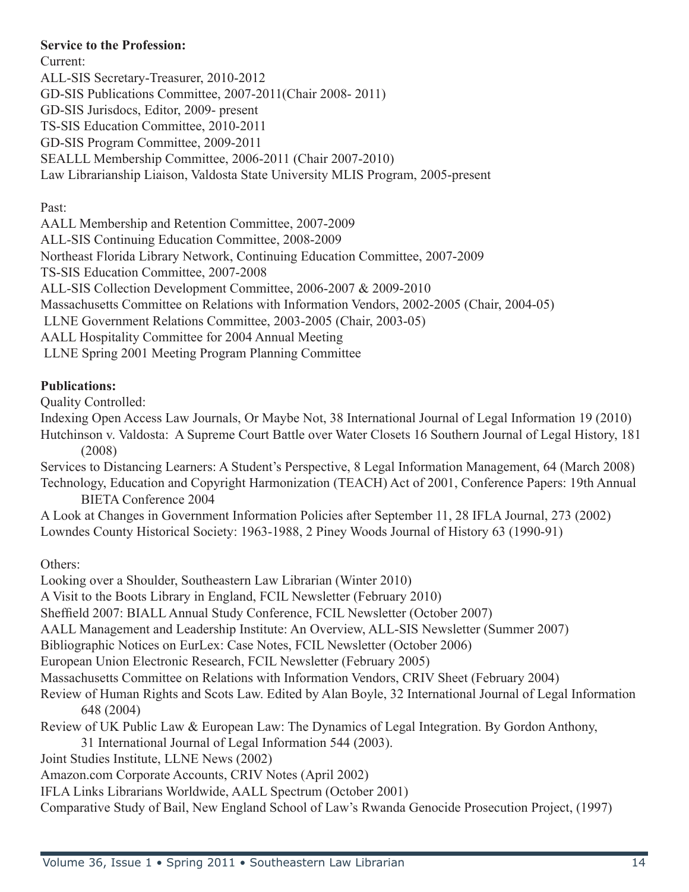**Service to the Profession:**

Current:

ALL-SIS Secretary-Treasurer, 2010-2012
GD-SIS Publications Committee, 2007-2011(Chair 2008- 2011)
GD-SIS Jurisdocs, Editor, 2009- present
TS-SIS Education Committee, 2010-2011
GD-SIS Program Committee, 2009-2011
SEALLL Membership Committee, 2006-2011 (Chair 2007-2010)
Law Librarianship Liaison, Valdosta State University MLIS Program, 2005-present

Past:

AALL Membership and Retention Committee, 2007-2009
ALL-SIS Continuing Education Committee, 2008-2009
Northeast Florida Library Network, Continuing Education Committee, 2007-2009
TS-SIS Education Committee, 2007-2008
ALL-SIS Collection Development Committee, 2006-2007 & 2009-2010
Massachusetts Committee on Relations with Information Vendors, 2002-2005 (Chair, 2004-05)
LLNE Government Relations Committee, 2003-2005 (Chair, 2003-05)
AALL Hospitality Committee for 2004 Annual Meeting
LLNE Spring 2001 Meeting Program Planning Committee

**Publications:**

Quality Controlled:

Indexing Open Access Law Journals, Or Maybe Not, 38 International Journal of Legal Information 19 (2010)
Hutchinson v. Valdosta: A Supreme Court Battle over Water Closets 16 Southern Journal of Legal History, 181 (2008)
Services to Distancing Learners: A Student's Perspective, 8 Legal Information Management, 64 (March 2008)
Technology, Education and Copyright Harmonization (TEACH) Act of 2001, Conference Papers: 19th Annual BIETA Conference 2004
A Look at Changes in Government Information Policies after September 11, 28 IFLA Journal, 273 (2002)
Lowndes County Historical Society: 1963-1988, 2 Piney Woods Journal of History 63 (1990-91)

Others:

Looking over a Shoulder, Southeastern Law Librarian (Winter 2010)
A Visit to the Boots Library in England, FCIL Newsletter (February 2010)
Sheffield 2007: BIALL Annual Study Conference, FCIL Newsletter (October 2007)
AALL Management and Leadership Institute: An Overview, ALL-SIS Newsletter (Summer 2007)
Bibliographic Notices on EurLex: Case Notes, FCIL Newsletter (October 2006)
European Union Electronic Research, FCIL Newsletter (February 2005)
Massachusetts Committee on Relations with Information Vendors, CRIV Sheet (February 2004)
Review of Human Rights and Scots Law. Edited by Alan Boyle, 32 International Journal of Legal Information 648 (2004)
Review of UK Public Law & European Law: The Dynamics of Legal Integration. By Gordon Anthony, 31 International Journal of Legal Information 544 (2003).
Joint Studies Institute, LLNE News (2002)
Amazon.com Corporate Accounts, CRIV Notes (April 2002)
IFLA Links Librarians Worldwide, AALL Spectrum (October 2001)
Comparative Study of Bail, New England School of Law's Rwanda Genocide Prosecution Project, (1997)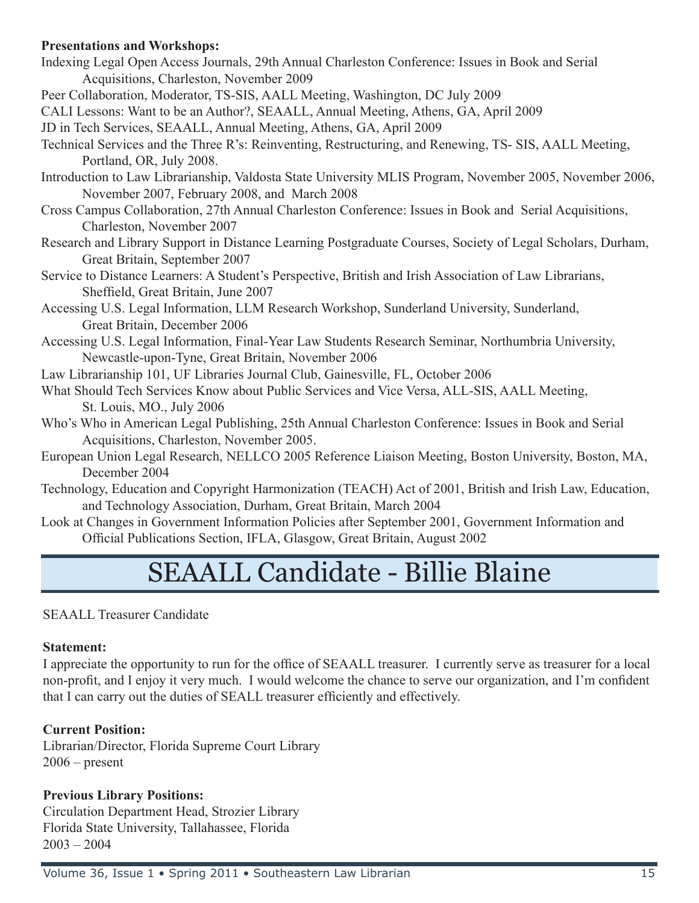**Presentations and Workshops:**

Indexing Legal Open Access Journals, 29th Annual Charleston Conference: Issues in Book and Serial Acquisitions, Charleston, November 2009

Peer Collaboration, Moderator, TS-SIS, AALL Meeting, Washington, DC July 2009

CALI Lessons: Want to be an Author?, SEAALL, Annual Meeting, Athens, GA, April 2009

JD in Tech Services, SEAALL, Annual Meeting, Athens, GA, April 2009

Technical Services and the Three R's: Reinventing, Restructuring, and Renewing, TS- SIS, AALL Meeting, Portland, OR, July 2008.

Introduction to Law Librarianship, Valdosta State University MLIS Program, November 2005, November 2006, November 2007, February 2008, and March 2008

Cross Campus Collaboration, 27th Annual Charleston Conference: Issues in Book and Serial Acquisitions, Charleston, November 2007

Research and Library Support in Distance Learning Postgraduate Courses, Society of Legal Scholars, Durham, Great Britain, September 2007

Service to Distance Learners: A Student's Perspective, British and Irish Association of Law Librarians, Sheffield, Great Britain, June 2007

Accessing U.S. Legal Information, LLM Research Workshop, Sunderland University, Sunderland, Great Britain, December 2006

Accessing U.S. Legal Information, Final-Year Law Students Research Seminar, Northumbria University, Newcastle-upon-Tyne, Great Britain, November 2006

Law Librarianship 101, UF Libraries Journal Club, Gainesville, FL, October 2006

What Should Tech Services Know about Public Services and Vice Versa, ALL-SIS, AALL Meeting, St. Louis, MO., July 2006

Who's Who in American Legal Publishing, 25th Annual Charleston Conference: Issues in Book and Serial Acquisitions, Charleston, November 2005.

European Union Legal Research, NELLCO 2005 Reference Liaison Meeting, Boston University, Boston, MA, December 2004

Technology, Education and Copyright Harmonization (TEACH) Act of 2001, British and Irish Law, Education, and Technology Association, Durham, Great Britain, March 2004

Look at Changes in Government Information Policies after September 2001, Government Information and Official Publications Section, IFLA, Glasgow, Great Britain, August 2002

# SEAALL Candidate - Billie Blaine

SEAALL Treasurer Candidate

**Statement:**

I appreciate the opportunity to run for the office of SEAALL treasurer. I currently serve as treasurer for a local non-profit, and I enjoy it very much. I would welcome the chance to serve our organization, and I'm confident that I can carry out the duties of SEALL treasurer efficiently and effectively.

**Current Position:**

Librarian/Director, Florida Supreme Court Library
2006 – present

**Previous Library Positions:**

Circulation Department Head, Strozier Library
Florida State University, Tallahassee, Florida
2003 – 2004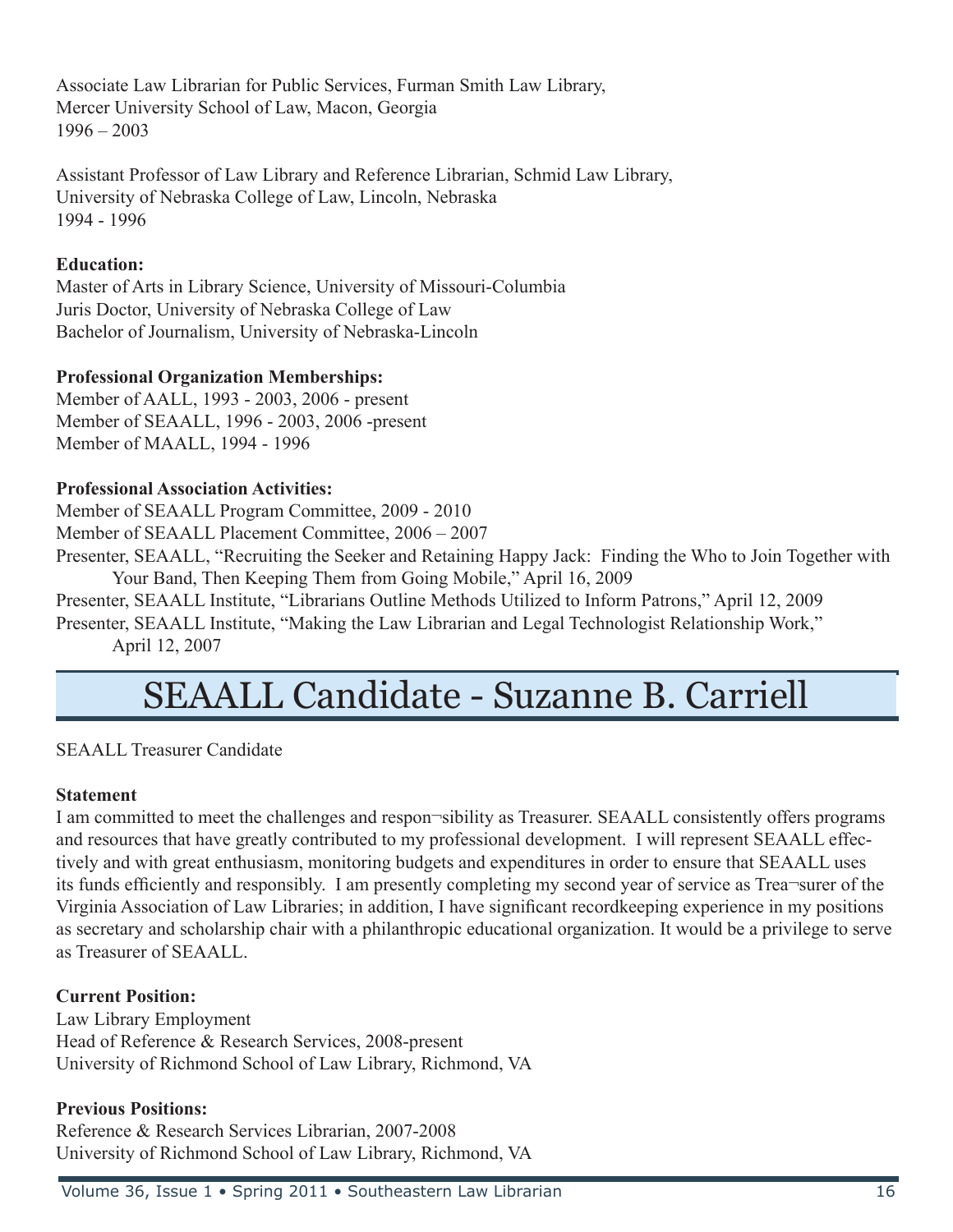Associate Law Librarian for Public Services, Furman Smith Law Library,
Mercer University School of Law, Macon, Georgia
1996 – 2003

Assistant Professor of Law Library and Reference Librarian, Schmid Law Library,
University of Nebraska College of Law, Lincoln, Nebraska
1994 - 1996

**Education:**
Master of Arts in Library Science, University of Missouri-Columbia
Juris Doctor, University of Nebraska College of Law
Bachelor of Journalism, University of Nebraska-Lincoln

**Professional Organization Memberships:**
Member of AALL, 1993 - 2003, 2006 - present
Member of SEAALL, 1996 - 2003, 2006 -present
Member of MAALL, 1994 - 1996

**Professional Association Activities:**
Member of SEAALL Program Committee, 2009 - 2010
Member of SEAALL Placement Committee, 2006 – 2007
Presenter, SEAALL, "Recruiting the Seeker and Retaining Happy Jack: Finding the Who to Join Together with Your Band, Then Keeping Them from Going Mobile," April 16, 2009
Presenter, SEAALL Institute, "Librarians Outline Methods Utilized to Inform Patrons," April 12, 2009
Presenter, SEAALL Institute, "Making the Law Librarian and Legal Technologist Relationship Work," April 12, 2007

# SEAALL Candidate - Suzanne B. Carriell

SEAALL Treasurer Candidate

**Statement**
I am committed to meet the challenges and respon¬sibility as Treasurer. SEAALL consistently offers programs and resources that have greatly contributed to my professional development. I will represent SEAALL effectively and with great enthusiasm, monitoring budgets and expenditures in order to ensure that SEAALL uses its funds efficiently and responsibly. I am presently completing my second year of service as Trea¬surer of the Virginia Association of Law Libraries; in addition, I have significant recordkeeping experience in my positions as secretary and scholarship chair with a philanthropic educational organization. It would be a privilege to serve as Treasurer of SEAALL.

**Current Position:**
Law Library Employment
Head of Reference & Research Services, 2008-present
University of Richmond School of Law Library, Richmond, VA

**Previous Positions:**
Reference & Research Services Librarian, 2007-2008
University of Richmond School of Law Library, Richmond, VA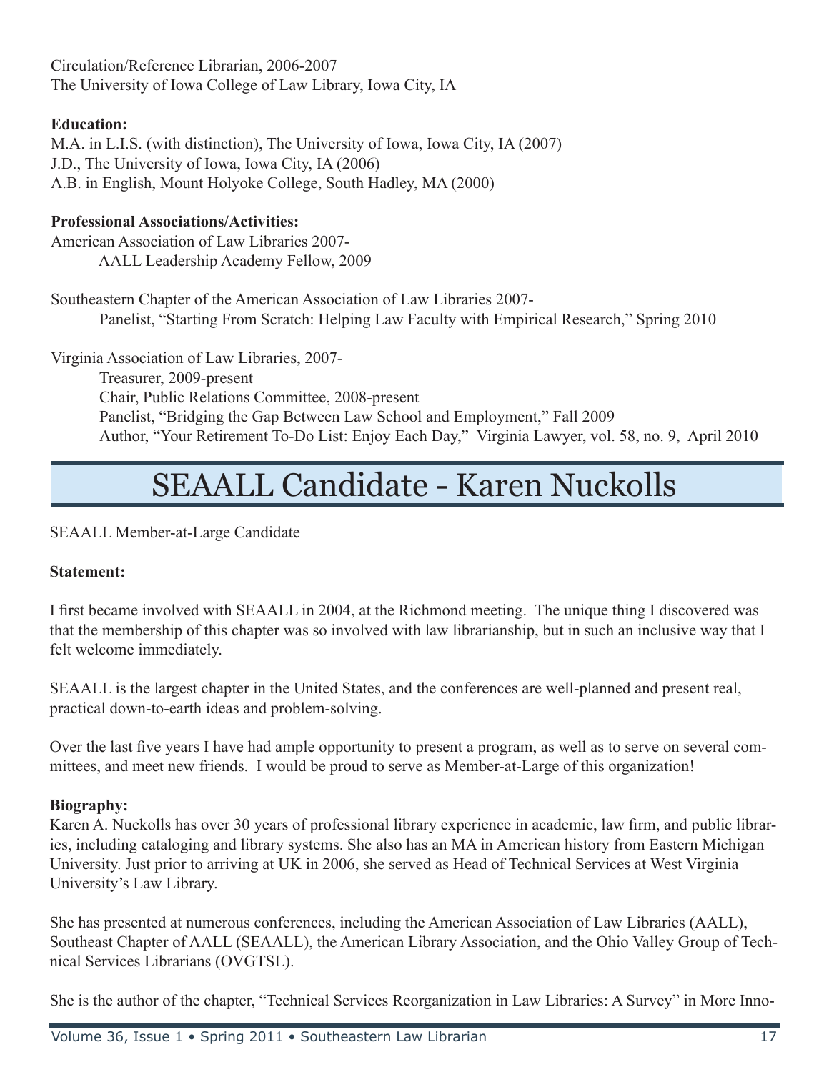Circulation/Reference Librarian, 2006-2007
The University of Iowa College of Law Library, Iowa City, IA

**Education:**
M.A. in L.I.S. (with distinction), The University of Iowa, Iowa City, IA (2007)
J.D., The University of Iowa, Iowa City, IA (2006)
A.B. in English, Mount Holyoke College, South Hadley, MA (2000)

**Professional Associations/Activities:**
American Association of Law Libraries 2007-
AALL Leadership Academy Fellow, 2009

Southeastern Chapter of the American Association of Law Libraries 2007-
Panelist, "Starting From Scratch: Helping Law Faculty with Empirical Research," Spring 2010

Virginia Association of Law Libraries, 2007-
Treasurer, 2009-present
Chair, Public Relations Committee, 2008-present
Panelist, "Bridging the Gap Between Law School and Employment," Fall 2009
Author, "Your Retirement To-Do List: Enjoy Each Day," Virginia Lawyer, vol. 58, no. 9, April 2010

# SEAALL Candidate - Karen Nuckolls

SEAALL Member-at-Large Candidate

**Statement:**

I first became involved with SEAALL in 2004, at the Richmond meeting. The unique thing I discovered was that the membership of this chapter was so involved with law librarianship, but in such an inclusive way that I felt welcome immediately.

SEAALL is the largest chapter in the United States, and the conferences are well-planned and present real, practical down-to-earth ideas and problem-solving.

Over the last five years I have had ample opportunity to present a program, as well as to serve on several committees, and meet new friends. I would be proud to serve as Member-at-Large of this organization!

**Biography:**
Karen A. Nuckolls has over 30 years of professional library experience in academic, law firm, and public libraries, including cataloging and library systems. She also has an MA in American history from Eastern Michigan University. Just prior to arriving at UK in 2006, she served as Head of Technical Services at West Virginia University's Law Library.

She has presented at numerous conferences, including the American Association of Law Libraries (AALL), Southeast Chapter of AALL (SEAALL), the American Library Association, and the Ohio Valley Group of Technical Services Librarians (OVGTSL).

She is the author of the chapter, "Technical Services Reorganization in Law Libraries: A Survey" in More Inno-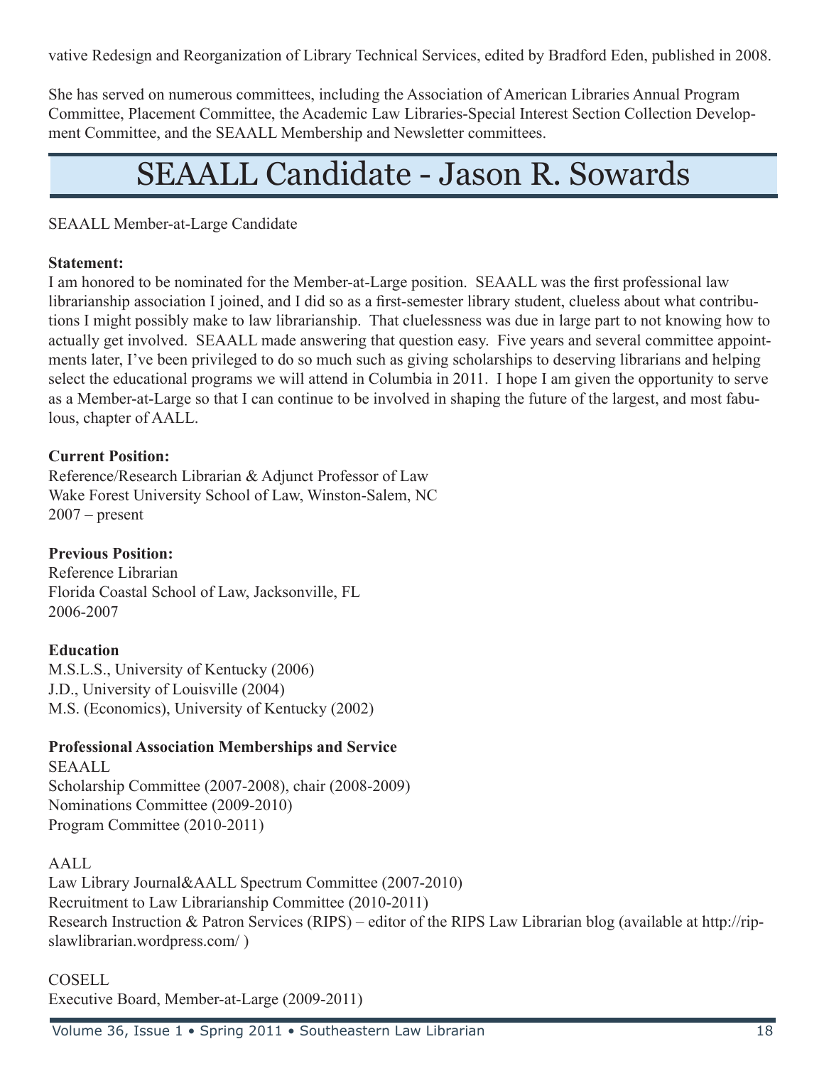vative Redesign and Reorganization of Library Technical Services, edited by Bradford Eden, published in 2008.

She has served on numerous committees, including the Association of American Libraries Annual Program Committee, Placement Committee, the Academic Law Libraries-Special Interest Section Collection Development Committee, and the SEAALL Membership and Newsletter committees.

# SEAALL Candidate - Jason R. Sowards

SEAALL Member-at-Large Candidate

**Statement:**
I am honored to be nominated for the Member-at-Large position. SEAALL was the first professional law librarianship association I joined, and I did so as a first-semester library student, clueless about what contributions I might possibly make to law librarianship. That cluelessness was due in large part to not knowing how to actually get involved. SEAALL made answering that question easy. Five years and several committee appointments later, I've been privileged to do so much such as giving scholarships to deserving librarians and helping select the educational programs we will attend in Columbia in 2011. I hope I am given the opportunity to serve as a Member-at-Large so that I can continue to be involved in shaping the future of the largest, and most fabulous, chapter of AALL.

**Current Position:**
Reference/Research Librarian & Adjunct Professor of Law
Wake Forest University School of Law, Winston-Salem, NC
2007 – present

**Previous Position:**
Reference Librarian
Florida Coastal School of Law, Jacksonville, FL
2006-2007

**Education**
M.S.L.S., University of Kentucky (2006)
J.D., University of Louisville (2004)
M.S. (Economics), University of Kentucky (2002)

**Professional Association Memberships and Service**
SEAALL
Scholarship Committee (2007-2008), chair (2008-2009)
Nominations Committee (2009-2010)
Program Committee (2010-2011)

AALL
Law Library Journal&AALL Spectrum Committee (2007-2010)
Recruitment to Law Librarianship Committee (2010-2011)
Research Instruction & Patron Services (RIPS) – editor of the RIPS Law Librarian blog (available at http://ripslawlibrarian.wordpress.com/ )

COSELL
Executive Board, Member-at-Large (2009-2011)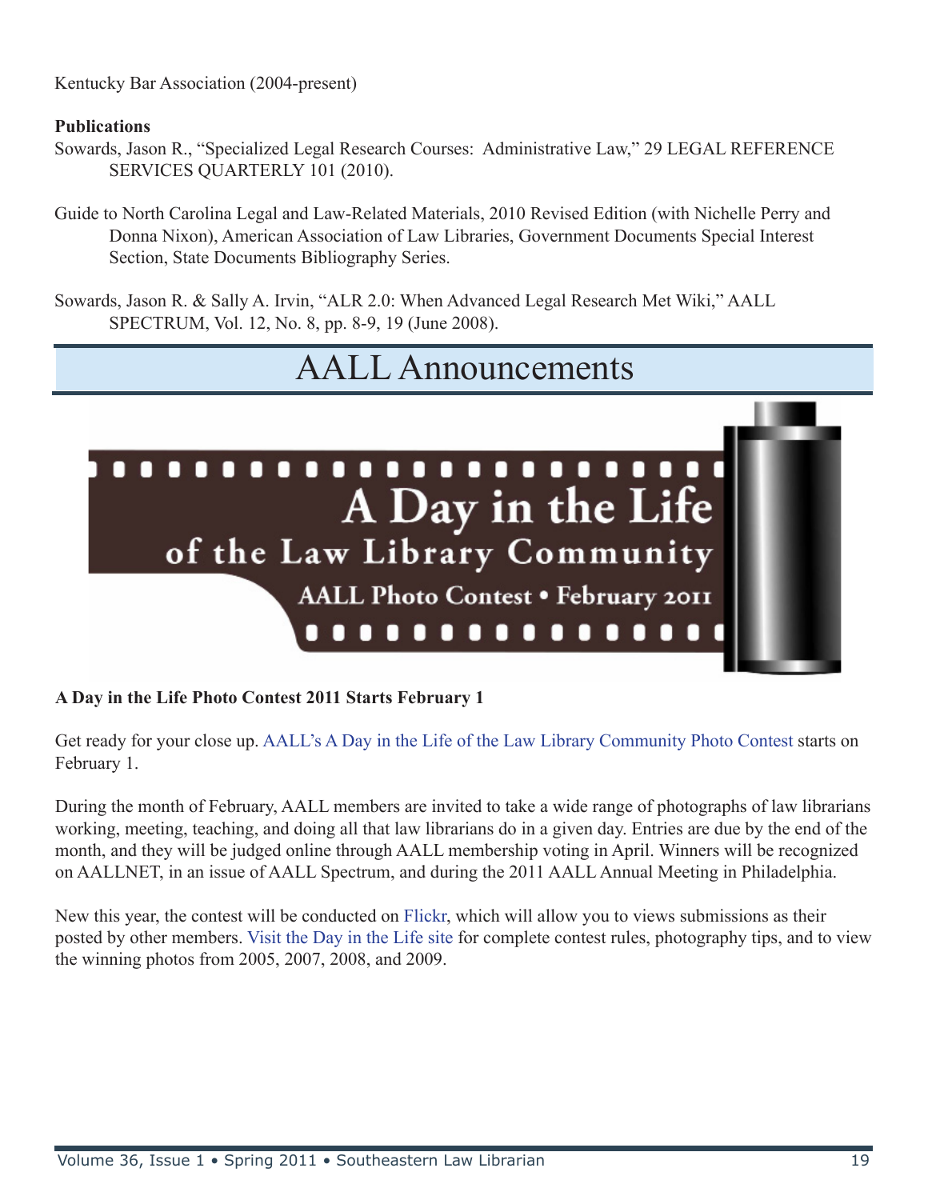Kentucky Bar Association (2004-present)

**Publications**

Sowards, Jason R., "Specialized Legal Research Courses: Administrative Law," 29 LEGAL REFERENCE SERVICES QUARTERLY 101 (2010).

Guide to North Carolina Legal and Law-Related Materials, 2010 Revised Edition (with Nichelle Perry and Donna Nixon), American Association of Law Libraries, Government Documents Special Interest Section, State Documents Bibliography Series.

Sowards, Jason R. & Sally A. Irvin, "ALR 2.0: When Advanced Legal Research Met Wiki," AALL SPECTRUM, Vol. 12, No. 8, pp. 8-9, 19 (June 2008).

# AALL Announcements

A Day in the Life of the Law Library Community

AALL Photo Contest • February 2011

**A Day in the Life Photo Contest 2011 Starts February 1**

Get ready for your close up. AALL's A Day in the Life of the Law Library Community Photo Contest starts on February 1.

During the month of February, AALL members are invited to take a wide range of photographs of law librarians working, meeting, teaching, and doing all that law librarians do in a given day. Entries are due by the end of the month, and they will be judged online through AALL membership voting in April. Winners will be recognized on AALLNET, in an issue of AALL Spectrum, and during the 2011 AALL Annual Meeting in Philadelphia.

New this year, the contest will be conducted on Flickr, which will allow you to views submissions as their posted by other members. Visit the Day in the Life site for complete contest rules, photography tips, and to view the winning photos from 2005, 2007, 2008, and 2009.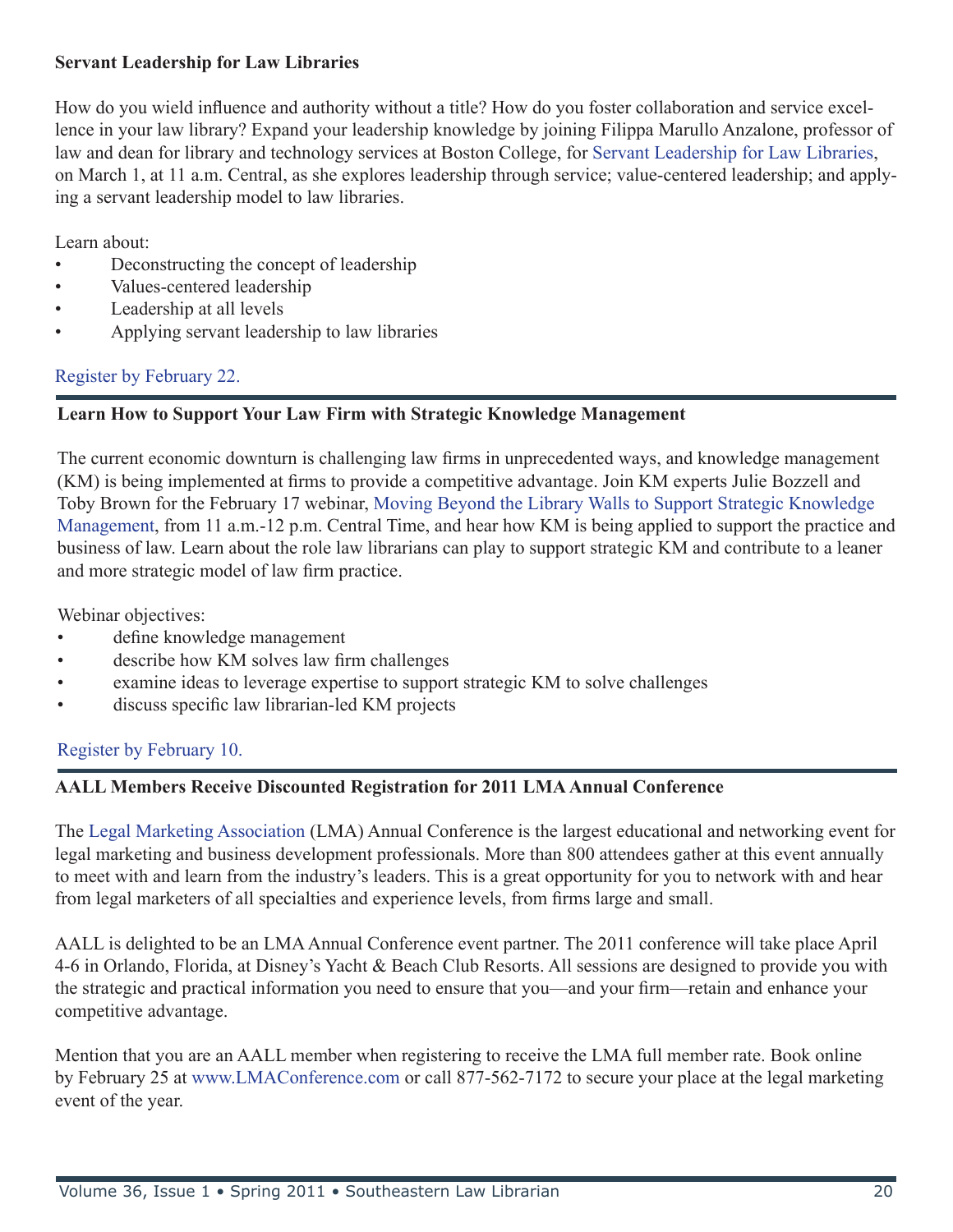### Servant Leadership for Law Libraries

How do you wield influence and authority without a title? How do you foster collaboration and service excellence in your law library? Expand your leadership knowledge by joining Filippa Marullo Anzalone, professor of law and dean for library and technology services at Boston College, for Servant Leadership for Law Libraries, on March 1, at 11 a.m. Central, as she explores leadership through service; value-centered leadership; and applying a servant leadership model to law libraries.

Learn about:

- Deconstructing the concept of leadership
- Values-centered leadership
- Leadership at all levels
- Applying servant leadership to law libraries

Register by February 22.

### Learn How to Support Your Law Firm with Strategic Knowledge Management

The current economic downturn is challenging law firms in unprecedented ways, and knowledge management (KM) is being implemented at firms to provide a competitive advantage. Join KM experts Julie Bozzell and Toby Brown for the February 17 webinar, Moving Beyond the Library Walls to Support Strategic Knowledge Management, from 11 a.m.-12 p.m. Central Time, and hear how KM is being applied to support the practice and business of law. Learn about the role law librarians can play to support strategic KM and contribute to a leaner and more strategic model of law firm practice.

Webinar objectives:

- define knowledge management
- describe how KM solves law firm challenges
- examine ideas to leverage expertise to support strategic KM to solve challenges
- discuss specific law librarian-led KM projects

Register by February 10.

### AALL Members Receive Discounted Registration for 2011 LMA Annual Conference

The Legal Marketing Association (LMA) Annual Conference is the largest educational and networking event for legal marketing and business development professionals. More than 800 attendees gather at this event annually to meet with and learn from the industry's leaders. This is a great opportunity for you to network with and hear from legal marketers of all specialties and experience levels, from firms large and small.

AALL is delighted to be an LMA Annual Conference event partner. The 2011 conference will take place April 4-6 in Orlando, Florida, at Disney's Yacht & Beach Club Resorts. All sessions are designed to provide you with the strategic and practical information you need to ensure that you—and your firm—retain and enhance your competitive advantage.

Mention that you are an AALL member when registering to receive the LMA full member rate. Book online by February 25 at www.LMAConference.com or call 877-562-7172 to secure your place at the legal marketing event of the year.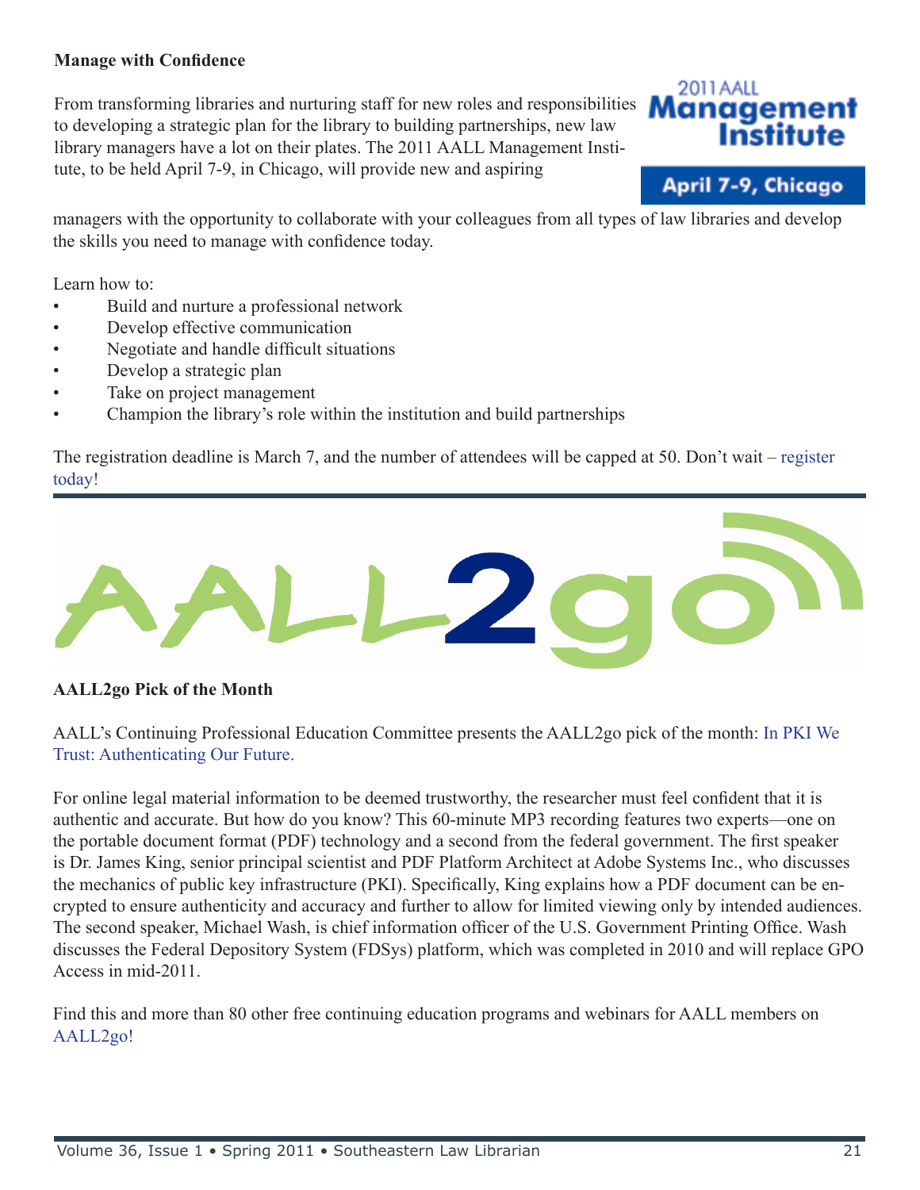**Manage with Confidence**

2011 AALL Management Institute

April 7-9, Chicago

From transforming libraries and nurturing staff for new roles and responsibilities to developing a strategic plan for the library to building partnerships, new law library managers have a lot on their plates. The 2011 AALL Management Institute, to be held April 7-9, in Chicago, will provide new and aspiring managers with the opportunity to collaborate with your colleagues from all types of law libraries and develop the skills you need to manage with confidence today.

Learn how to:

- Build and nurture a professional network
- Develop effective communication
- Negotiate and handle difficult situations
- Develop a strategic plan
- Take on project management
- Champion the library's role within the institution and build partnerships

The registration deadline is March 7, and the number of attendees will be capped at 50. Don't wait – register today!

---

AALL2go

**AALL2go Pick of the Month**

AALL's Continuing Professional Education Committee presents the AALL2go pick of the month: In PKI We Trust: Authenticating Our Future.

For online legal material information to be deemed trustworthy, the researcher must feel confident that it is authentic and accurate. But how do you know? This 60-minute MP3 recording features two experts—one on the portable document format (PDF) technology and a second from the federal government. The first speaker is Dr. James King, senior principal scientist and PDF Platform Architect at Adobe Systems Inc., who discusses the mechanics of public key infrastructure (PKI). Specifically, King explains how a PDF document can be encrypted to ensure authenticity and accuracy and further to allow for limited viewing only by intended audiences. The second speaker, Michael Wash, is chief information officer of the U.S. Government Printing Office. Wash discusses the Federal Depository System (FDSys) platform, which was completed in 2010 and will replace GPO Access in mid-2011.

Find this and more than 80 other free continuing education programs and webinars for AALL members on AALL2go!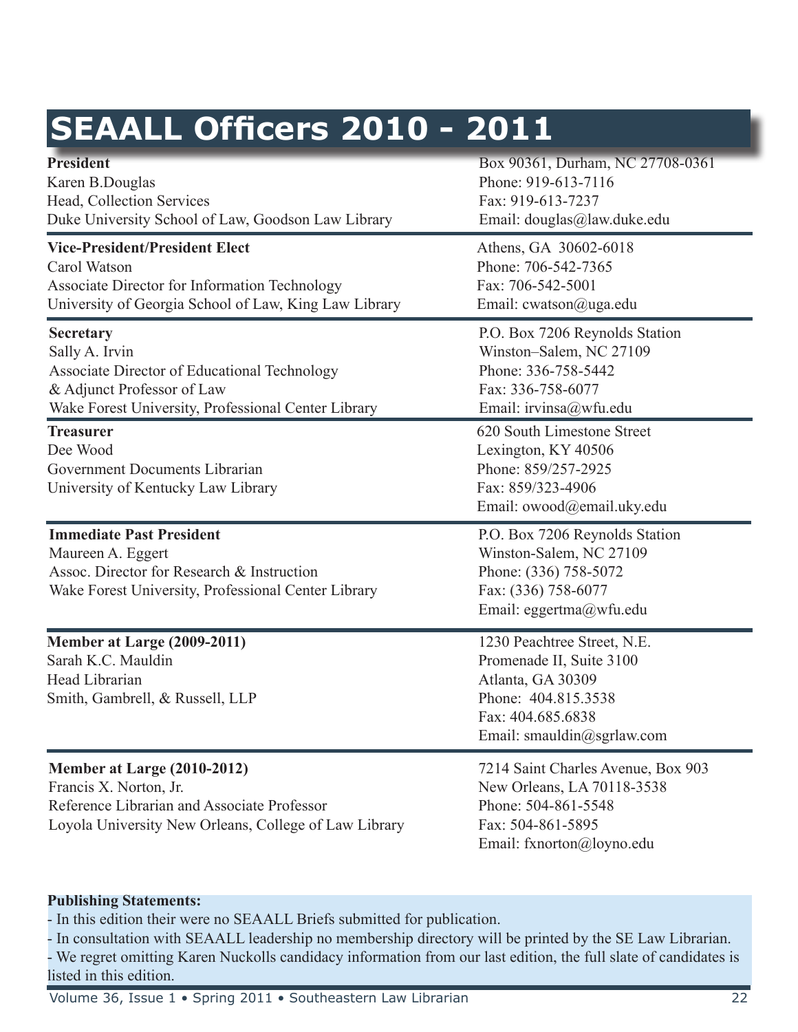# SEAALL Officers 2010 - 2011

**President**
Karen B.Douglas
Head, Collection Services
Duke University School of Law, Goodson Law Library
Box 90361, Durham, NC 27708-0361
Phone: 919-613-7116
Fax: 919-613-7237
Email: douglas@law.duke.edu

**Vice-President/President Elect**
Carol Watson
Associate Director for Information Technology
University of Georgia School of Law, King Law Library
Athens, GA 30602-6018
Phone: 706-542-7365
Fax: 706-542-5001
Email: cwatson@uga.edu

**Secretary**
Sally A. Irvin
Associate Director of Educational Technology
& Adjunct Professor of Law
Wake Forest University, Professional Center Library
P.O. Box 7206 Reynolds Station
Winston–Salem, NC 27109
Phone: 336-758-5442
Fax: 336-758-6077
Email: irvinsa@wfu.edu

**Treasurer**
Dee Wood
Government Documents Librarian
University of Kentucky Law Library
620 South Limestone Street
Lexington, KY 40506
Phone: 859/257-2925
Fax: 859/323-4906
Email: owood@email.uky.edu

**Immediate Past President**
Maureen A. Eggert
Assoc. Director for Research & Instruction
Wake Forest University, Professional Center Library
P.O. Box 7206 Reynolds Station
Winston-Salem, NC 27109
Phone: (336) 758-5072
Fax: (336) 758-6077
Email: eggertma@wfu.edu

**Member at Large (2009-2011)**
Sarah K.C. Mauldin
Head Librarian
Smith, Gambrell, & Russell, LLP
1230 Peachtree Street, N.E.
Promenade II, Suite 3100
Atlanta, GA 30309
Phone: 404.815.3538
Fax: 404.685.6838
Email: smauldin@sgrlaw.com

**Member at Large (2010-2012)**
Francis X. Norton, Jr.
Reference Librarian and Associate Professor
Loyola University New Orleans, College of Law Library
7214 Saint Charles Avenue, Box 903
New Orleans, LA 70118-3538
Phone: 504-861-5548
Fax: 504-861-5895
Email: fxnorton@loyno.edu

**Publishing Statements:**

- In this edition their were no SEAALL Briefs submitted for publication.
- In consultation with SEAALL leadership no membership directory will be printed by the SE Law Librarian.
- We regret omitting Karen Nuckolls candidacy information from our last edition, the full slate of candidates is listed in this edition.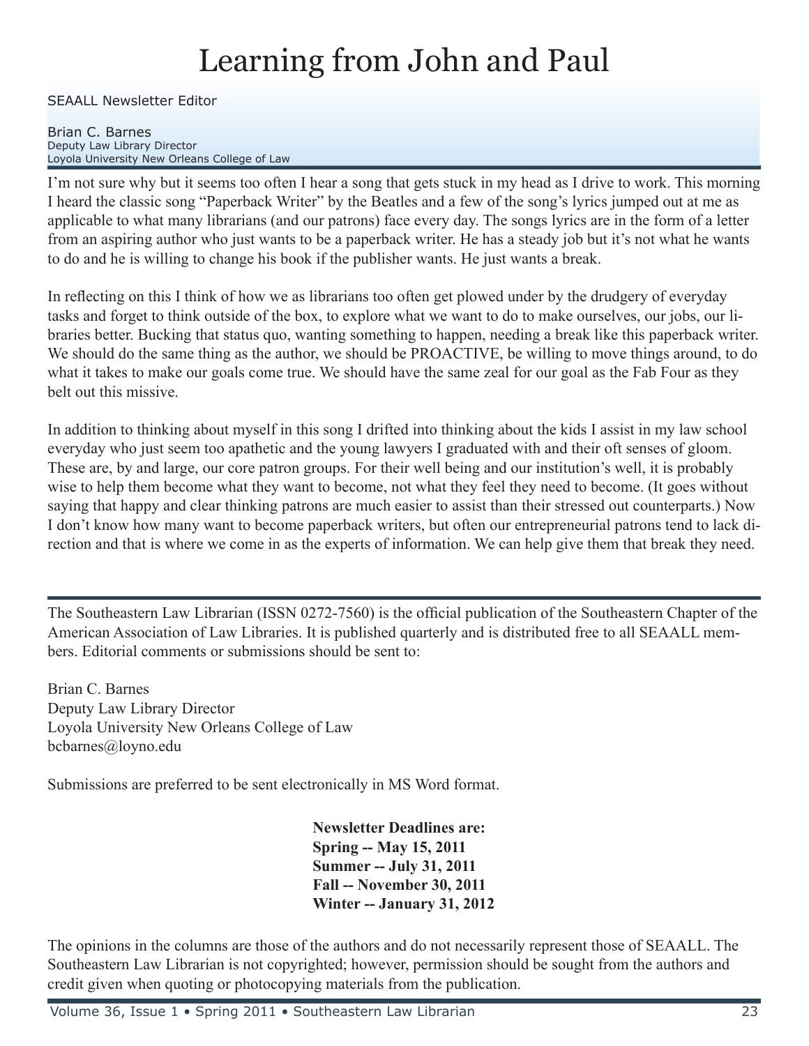# Learning from John and Paul

SEAALL Newsletter Editor

Brian C. Barnes
Deputy Law Library Director
Loyola University New Orleans College of Law

I'm not sure why but it seems too often I hear a song that gets stuck in my head as I drive to work. This morning I heard the classic song "Paperback Writer" by the Beatles and a few of the song's lyrics jumped out at me as applicable to what many librarians (and our patrons) face every day. The songs lyrics are in the form of a letter from an aspiring author who just wants to be a paperback writer. He has a steady job but it's not what he wants to do and he is willing to change his book if the publisher wants. He just wants a break.

In reflecting on this I think of how we as librarians too often get plowed under by the drudgery of everyday tasks and forget to think outside of the box, to explore what we want to do to make ourselves, our jobs, our libraries better. Bucking that status quo, wanting something to happen, needing a break like this paperback writer. We should do the same thing as the author, we should be PROACTIVE, be willing to move things around, to do what it takes to make our goals come true. We should have the same zeal for our goal as the Fab Four as they belt out this missive.

In addition to thinking about myself in this song I drifted into thinking about the kids I assist in my law school everyday who just seem too apathetic and the young lawyers I graduated with and their oft senses of gloom. These are, by and large, our core patron groups. For their well being and our institution's well, it is probably wise to help them become what they want to become, not what they feel they need to become. (It goes without saying that happy and clear thinking patrons are much easier to assist than their stressed out counterparts.) Now I don't know how many want to become paperback writers, but often our entrepreneurial patrons tend to lack direction and that is where we come in as the experts of information. We can help give them that break they need.

---

The Southeastern Law Librarian (ISSN 0272-7560) is the official publication of the Southeastern Chapter of the American Association of Law Libraries. It is published quarterly and is distributed free to all SEAALL members. Editorial comments or submissions should be sent to:

Brian C. Barnes
Deputy Law Library Director
Loyola University New Orleans College of Law
bcbarnes@loyno.edu

Submissions are preferred to be sent electronically in MS Word format.

**Newsletter Deadlines are:**
**Spring -- May 15, 2011**
**Summer -- July 31, 2011**
**Fall -- November 30, 2011**
**Winter -- January 31, 2012**

The opinions in the columns are those of the authors and do not necessarily represent those of SEAALL. The Southeastern Law Librarian is not copyrighted; however, permission should be sought from the authors and credit given when quoting or photocopying materials from the publication.